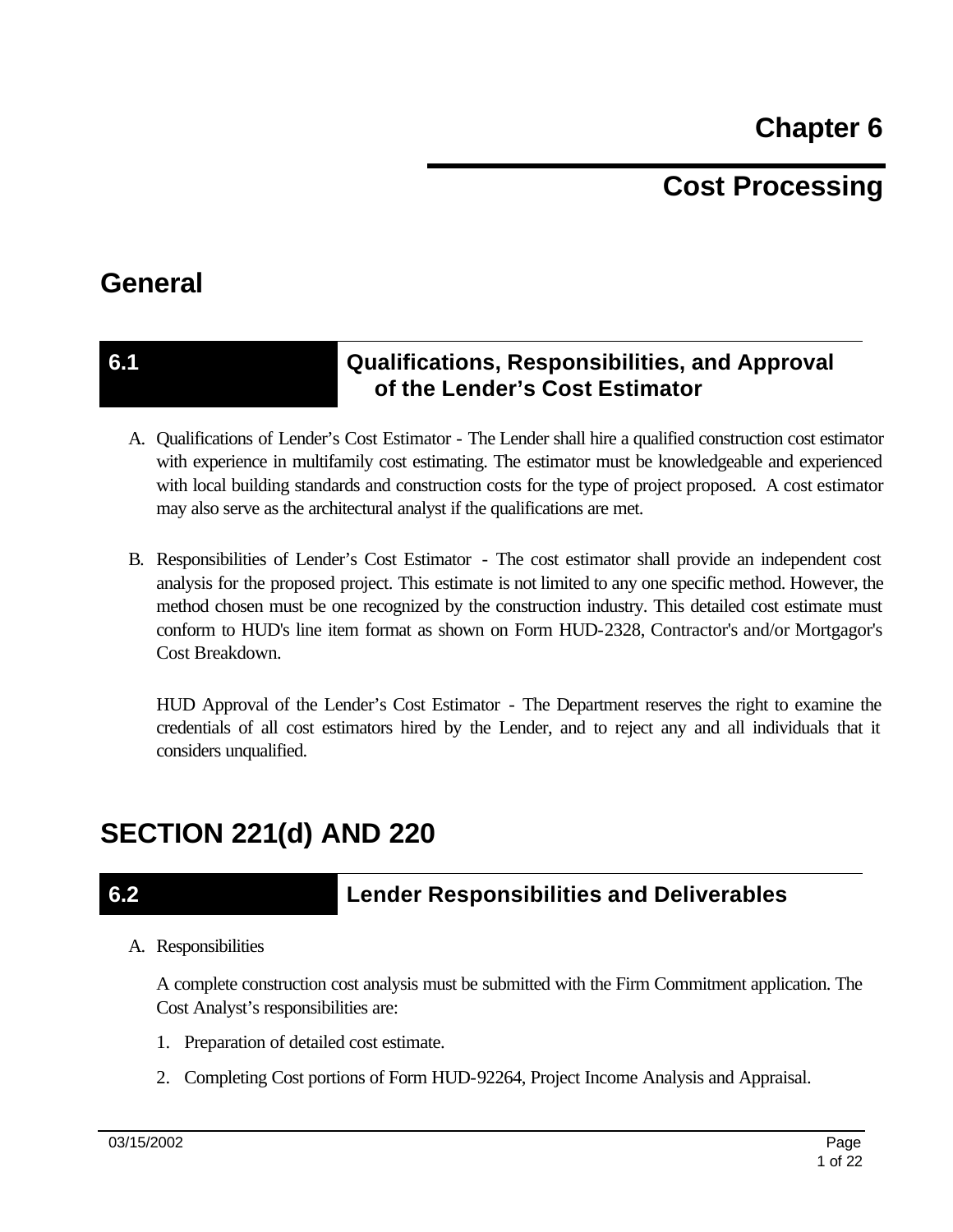# Chapter 6

# Cost Processing

## General

### 6.1 Qualifications, Responsibilities, and Approval of the Lender's Cost Estimator

A. Qualifications of Lender's Cost Estimator - The Lender shall hire a qualified construction cost estimator with experience in multifamily cost estimating. The estimator must be knowledgeable and experienced with local building standards and construction costs for the type of project proposed. A cost estimator may also serve as the architectural analyst if the qualifications are met.

B. Responsibilities of Lender's Cost Estimator - The cost estimator shall provide an independent cost analysis for the proposed project. This estimate is not limited to any one specific method. However, the method chosen must be one recognized by the construction industry. This detailed cost estimate must conform to HUD's line item format as shown on Form HUD-2328, Contractor's and/or Mortgagor's Cost Breakdown.

HUD Approval of the Lender's Cost Estimator - The Department reserves the right to examine the credentials of all cost estimators hired by the Lender, and to reject any and all individuals that it considers unqualified.

## SECTION 221(d) AND 220

### 6.2 Lender Responsibilities and Deliverables

A. Responsibilities

A complete construction cost analysis must be submitted with the Firm Commitment application. The Cost Analyst's responsibilities are:

1. Preparation of detailed cost estimate.
2. Completing Cost portions of Form HUD-92264, Project Income Analysis and Appraisal.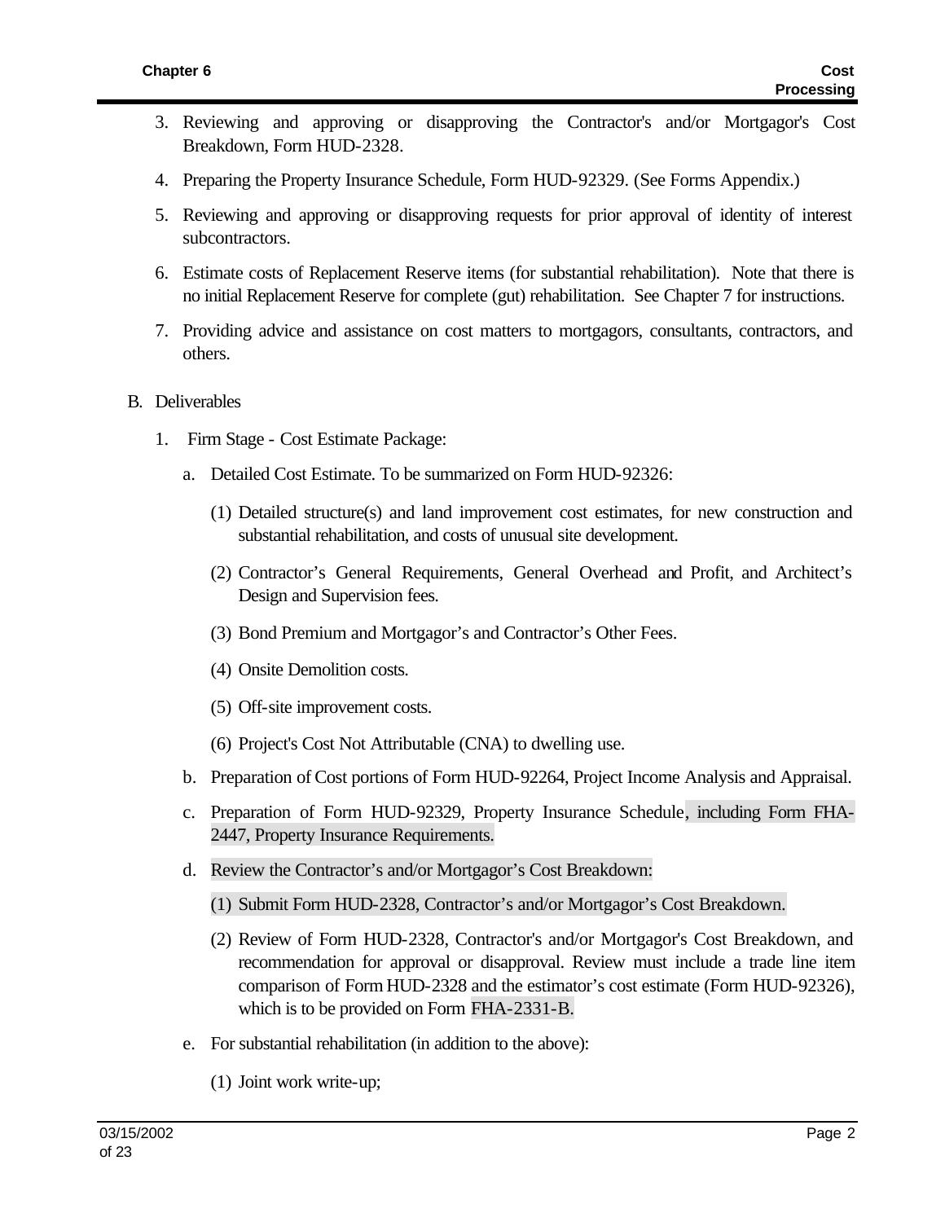3. Reviewing and approving or disapproving the Contractor's and/or Mortgagor's Cost Breakdown, Form HUD-2328.
4. Preparing the Property Insurance Schedule, Form HUD-92329. (See Forms Appendix.)
5. Reviewing and approving or disapproving requests for prior approval of identity of interest subcontractors.
6. Estimate costs of Replacement Reserve items (for substantial rehabilitation). Note that there is no initial Replacement Reserve for complete (gut) rehabilitation. See Chapter 7 for instructions.
7. Providing advice and assistance on cost matters to mortgagors, consultants, contractors, and others.

B. Deliverables

1. Firm Stage - Cost Estimate Package:

   a. Detailed Cost Estimate. To be summarized on Form HUD-92326:

      (1) Detailed structure(s) and land improvement cost estimates, for new construction and substantial rehabilitation, and costs of unusual site development.

      (2) Contractor's General Requirements, General Overhead and Profit, and Architect's Design and Supervision fees.

      (3) Bond Premium and Mortgagor's and Contractor's Other Fees.

      (4) Onsite Demolition costs.

      (5) Off-site improvement costs.

      (6) Project's Cost Not Attributable (CNA) to dwelling use.

   b. Preparation of Cost portions of Form HUD-92264, Project Income Analysis and Appraisal.

   c. Preparation of Form HUD-92329, Property Insurance Schedule, including Form FHA-2447, Property Insurance Requirements.

   d. Review the Contractor's and/or Mortgagor's Cost Breakdown:

      (1) Submit Form HUD-2328, Contractor's and/or Mortgagor's Cost Breakdown.

      (2) Review of Form HUD-2328, Contractor's and/or Mortgagor's Cost Breakdown, and recommendation for approval or disapproval. Review must include a trade line item comparison of Form HUD-2328 and the estimator's cost estimate (Form HUD-92326), which is to be provided on Form FHA-2331-B.

   e. For substantial rehabilitation (in addition to the above):

      (1) Joint work write-up;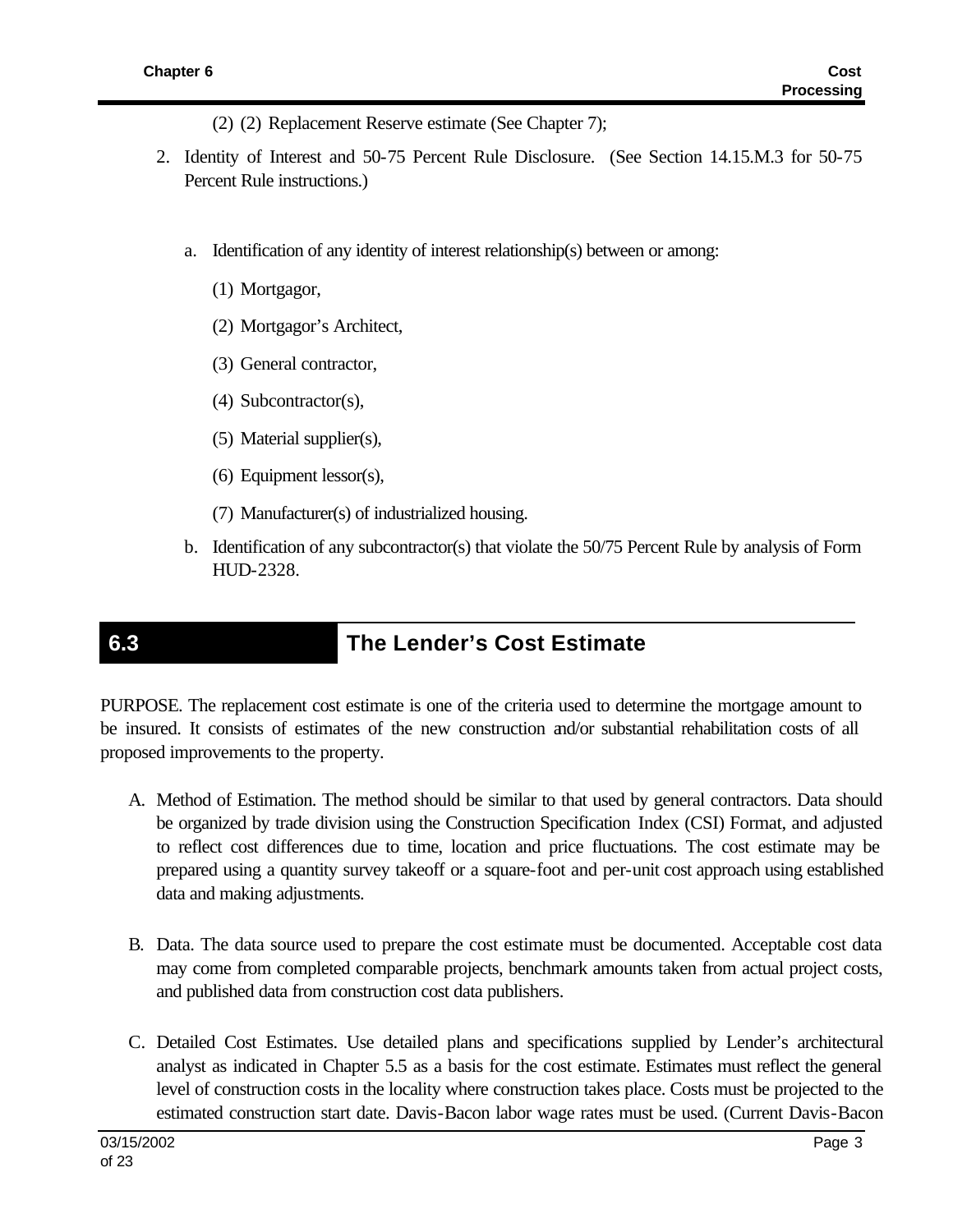(2) (2) Replacement Reserve estimate (See Chapter 7);

2. Identity of Interest and 50-75 Percent Rule Disclosure. (See Section 14.15.M.3 for 50-75 Percent Rule instructions.)

   a. Identification of any identity of interest relationship(s) between or among:

      (1) Mortgagor,

      (2) Mortgagor's Architect,

      (3) General contractor,

      (4) Subcontractor(s),

      (5) Material supplier(s),

      (6) Equipment lessor(s),

      (7) Manufacturer(s) of industrialized housing.

   b. Identification of any subcontractor(s) that violate the 50/75 Percent Rule by analysis of Form HUD-2328.

## 6.3 The Lender's Cost Estimate

PURPOSE. The replacement cost estimate is one of the criteria used to determine the mortgage amount to be insured. It consists of estimates of the new construction and/or substantial rehabilitation costs of all proposed improvements to the property.

A. Method of Estimation. The method should be similar to that used by general contractors. Data should be organized by trade division using the Construction Specification Index (CSI) Format, and adjusted to reflect cost differences due to time, location and price fluctuations. The cost estimate may be prepared using a quantity survey takeoff or a square-foot and per-unit cost approach using established data and making adjustments.

B. Data. The data source used to prepare the cost estimate must be documented. Acceptable cost data may come from completed comparable projects, benchmark amounts taken from actual project costs, and published data from construction cost data publishers.

C. Detailed Cost Estimates. Use detailed plans and specifications supplied by Lender's architectural analyst as indicated in Chapter 5.5 as a basis for the cost estimate. Estimates must reflect the general level of construction costs in the locality where construction takes place. Costs must be projected to the estimated construction start date. Davis-Bacon labor wage rates must be used. (Current Davis-Bacon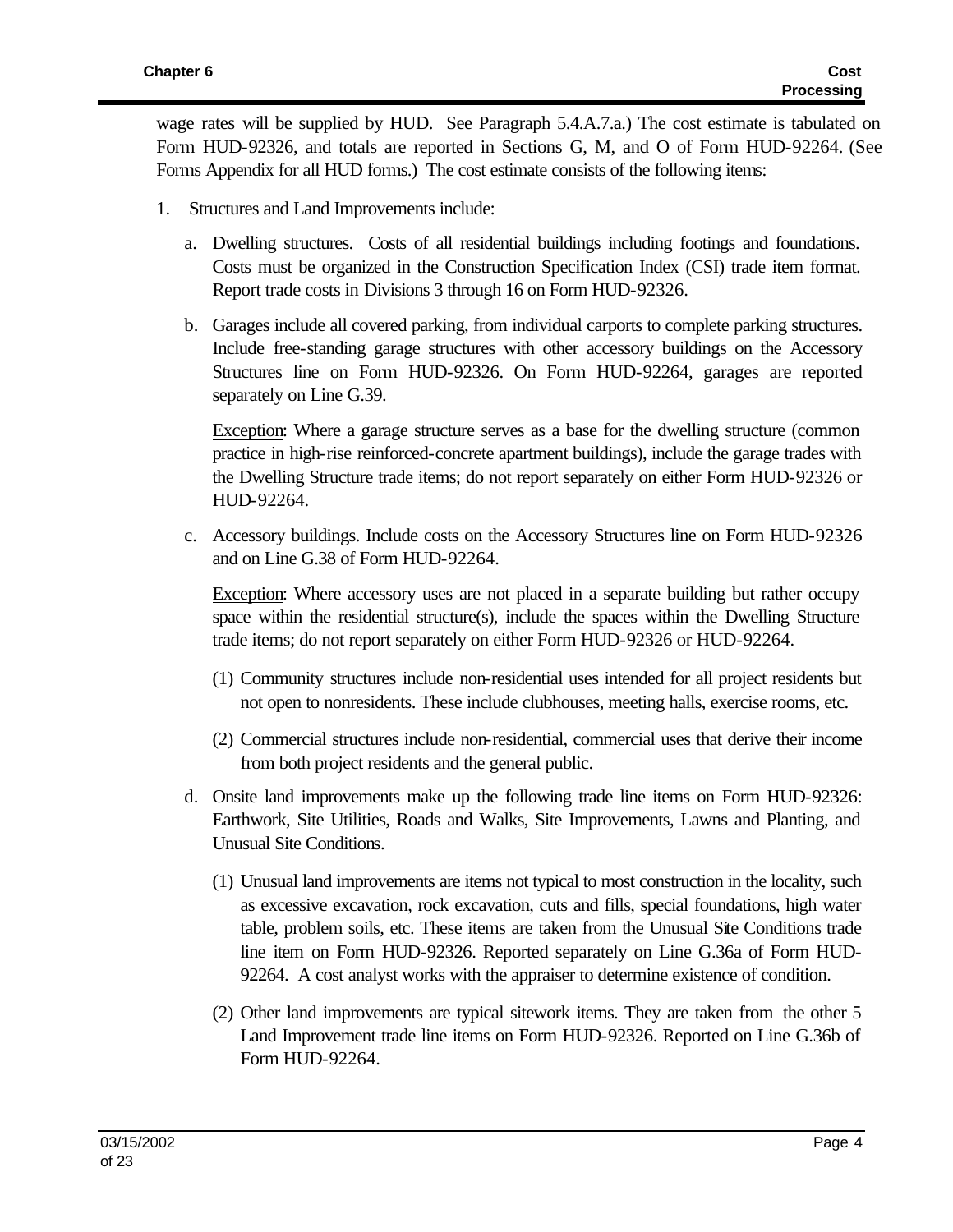wage rates will be supplied by HUD. See Paragraph 5.4.A.7.a.) The cost estimate is tabulated on Form HUD-92326, and totals are reported in Sections G, M, and O of Form HUD-92264. (See Forms Appendix for all HUD forms.) The cost estimate consists of the following items:

1. Structures and Land Improvements include:

   a. Dwelling structures. Costs of all residential buildings including footings and foundations. Costs must be organized in the Construction Specification Index (CSI) trade item format. Report trade costs in Divisions 3 through 16 on Form HUD-92326.

   b. Garages include all covered parking, from individual carports to complete parking structures. Include free-standing garage structures with other accessory buildings on the Accessory Structures line on Form HUD-92326. On Form HUD-92264, garages are reported separately on Line G.39.

      Exception: Where a garage structure serves as a base for the dwelling structure (common practice in high-rise reinforced-concrete apartment buildings), include the garage trades with the Dwelling Structure trade items; do not report separately on either Form HUD-92326 or HUD-92264.

   c. Accessory buildings. Include costs on the Accessory Structures line on Form HUD-92326 and on Line G.38 of Form HUD-92264.

      Exception: Where accessory uses are not placed in a separate building but rather occupy space within the residential structure(s), include the spaces within the Dwelling Structure trade items; do not report separately on either Form HUD-92326 or HUD-92264.

      (1) Community structures include non-residential uses intended for all project residents but not open to nonresidents. These include clubhouses, meeting halls, exercise rooms, etc.

      (2) Commercial structures include non-residential, commercial uses that derive their income from both project residents and the general public.

   d. Onsite land improvements make up the following trade line items on Form HUD-92326: Earthwork, Site Utilities, Roads and Walks, Site Improvements, Lawns and Planting, and Unusual Site Conditions.

      (1) Unusual land improvements are items not typical to most construction in the locality, such as excessive excavation, rock excavation, cuts and fills, special foundations, high water table, problem soils, etc. These items are taken from the Unusual Site Conditions trade line item on Form HUD-92326. Reported separately on Line G.36a of Form HUD-92264. A cost analyst works with the appraiser to determine existence of condition.

      (2) Other land improvements are typical sitework items. They are taken from the other 5 Land Improvement trade line items on Form HUD-92326. Reported on Line G.36b of Form HUD-92264.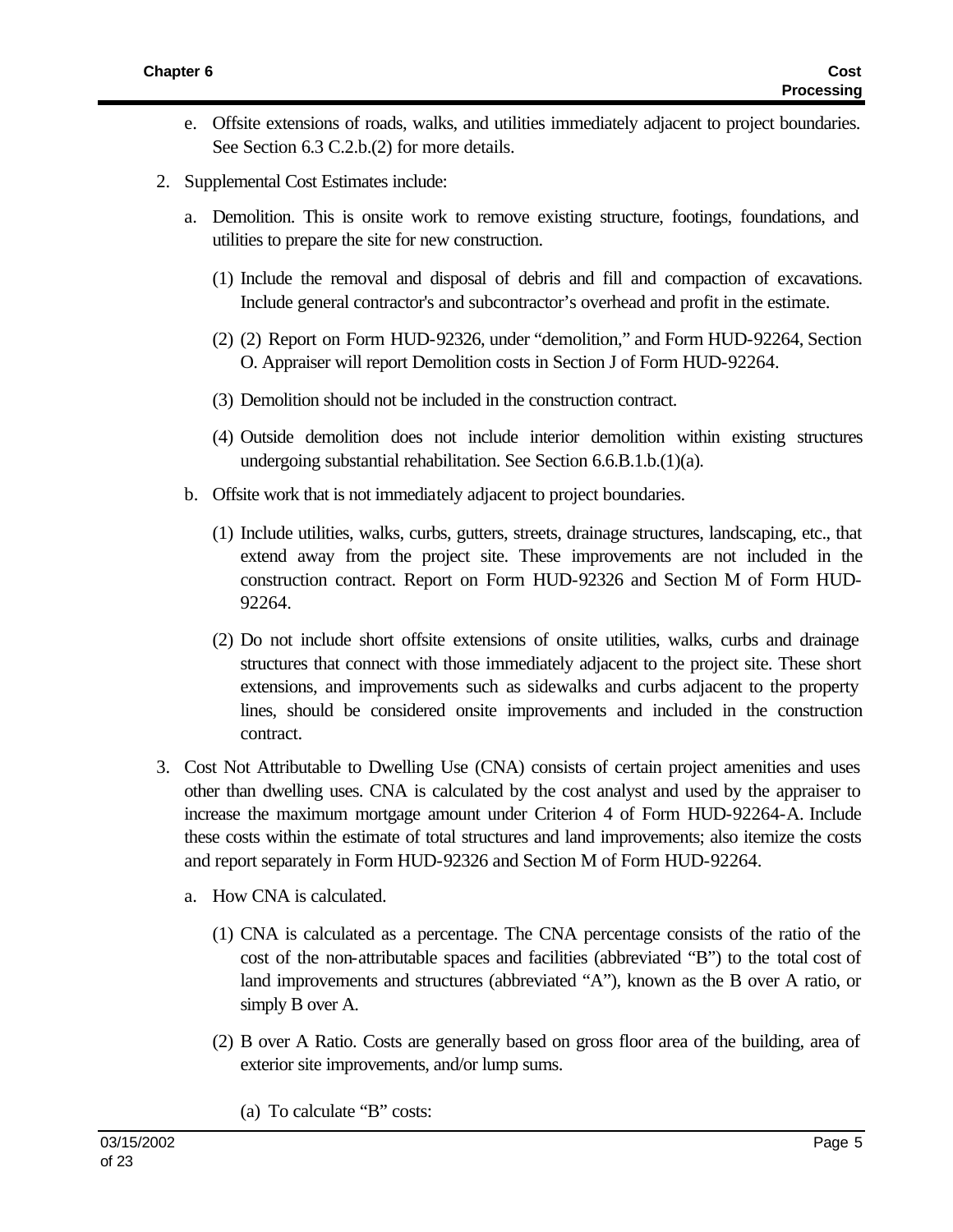e. Offsite extensions of roads, walks, and utilities immediately adjacent to project boundaries. See Section 6.3 C.2.b.(2) for more details.

2. Supplemental Cost Estimates include:

   a. Demolition. This is onsite work to remove existing structure, footings, foundations, and utilities to prepare the site for new construction.

      (1) Include the removal and disposal of debris and fill and compaction of excavations. Include general contractor's and subcontractor's overhead and profit in the estimate.

      (2) (2) Report on Form HUD-92326, under "demolition," and Form HUD-92264, Section O. Appraiser will report Demolition costs in Section J of Form HUD-92264.

      (3) Demolition should not be included in the construction contract.

      (4) Outside demolition does not include interior demolition within existing structures undergoing substantial rehabilitation. See Section 6.6.B.1.b.(1)(a).

   b. Offsite work that is not immediately adjacent to project boundaries.

      (1) Include utilities, walks, curbs, gutters, streets, drainage structures, landscaping, etc., that extend away from the project site. These improvements are not included in the construction contract. Report on Form HUD-92326 and Section M of Form HUD-92264.

      (2) Do not include short offsite extensions of onsite utilities, walks, curbs and drainage structures that connect with those immediately adjacent to the project site. These short extensions, and improvements such as sidewalks and curbs adjacent to the property lines, should be considered onsite improvements and included in the construction contract.

3. Cost Not Attributable to Dwelling Use (CNA) consists of certain project amenities and uses other than dwelling uses. CNA is calculated by the cost analyst and used by the appraiser to increase the maximum mortgage amount under Criterion 4 of Form HUD-92264-A. Include these costs within the estimate of total structures and land improvements; also itemize the costs and report separately in Form HUD-92326 and Section M of Form HUD-92264.

   a. How CNA is calculated.

      (1) CNA is calculated as a percentage. The CNA percentage consists of the ratio of the cost of the non-attributable spaces and facilities (abbreviated "B") to the total cost of land improvements and structures (abbreviated "A"), known as the B over A ratio, or simply B over A.

      (2) B over A Ratio. Costs are generally based on gross floor area of the building, area of exterior site improvements, and/or lump sums.

         (a) To calculate "B" costs: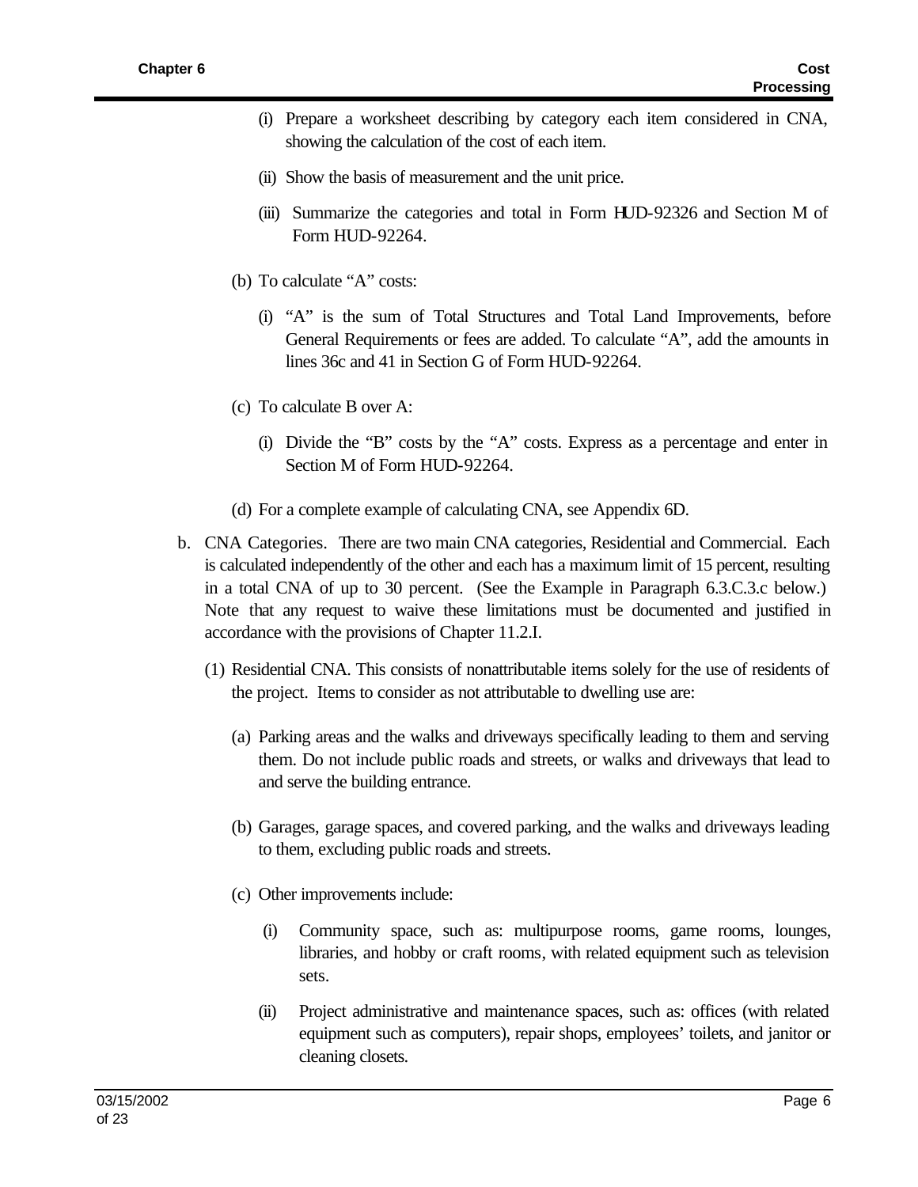(i) Prepare a worksheet describing by category each item considered in CNA, showing the calculation of the cost of each item.

(ii) Show the basis of measurement and the unit price.

(iii) Summarize the categories and total in Form HUD-92326 and Section M of Form HUD-92264.

(b) To calculate "A" costs:

(i) "A" is the sum of Total Structures and Total Land Improvements, before General Requirements or fees are added. To calculate "A", add the amounts in lines 36c and 41 in Section G of Form HUD-92264.

(c) To calculate B over A:

(i) Divide the "B" costs by the "A" costs. Express as a percentage and enter in Section M of Form HUD-92264.

(d) For a complete example of calculating CNA, see Appendix 6D.

b. CNA Categories. There are two main CNA categories, Residential and Commercial. Each is calculated independently of the other and each has a maximum limit of 15 percent, resulting in a total CNA of up to 30 percent. (See the Example in Paragraph 6.3.C.3.c below.) Note that any request to waive these limitations must be documented and justified in accordance with the provisions of Chapter 11.2.I.

(1) Residential CNA. This consists of nonattributable items solely for the use of residents of the project. Items to consider as not attributable to dwelling use are:

(a) Parking areas and the walks and driveways specifically leading to them and serving them. Do not include public roads and streets, or walks and driveways that lead to and serve the building entrance.

(b) Garages, garage spaces, and covered parking, and the walks and driveways leading to them, excluding public roads and streets.

(c) Other improvements include:

(i) Community space, such as: multipurpose rooms, game rooms, lounges, libraries, and hobby or craft rooms, with related equipment such as television sets.

(ii) Project administrative and maintenance spaces, such as: offices (with related equipment such as computers), repair shops, employees' toilets, and janitor or cleaning closets.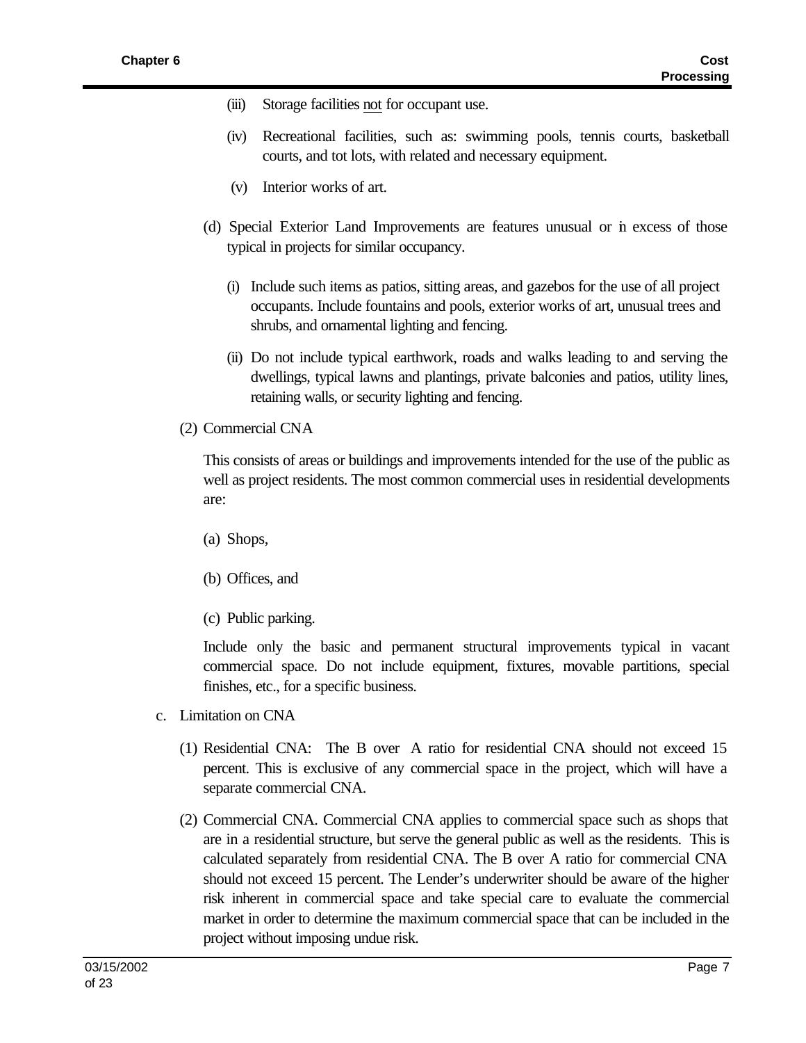(iii) Storage facilities not for occupant use.

(iv) Recreational facilities, such as: swimming pools, tennis courts, basketball courts, and tot lots, with related and necessary equipment.

(v) Interior works of art.

(d) Special Exterior Land Improvements are features unusual or in excess of those typical in projects for similar occupancy.

(i) Include such items as patios, sitting areas, and gazebos for the use of all project occupants. Include fountains and pools, exterior works of art, unusual trees and shrubs, and ornamental lighting and fencing.

(ii) Do not include typical earthwork, roads and walks leading to and serving the dwellings, typical lawns and plantings, private balconies and patios, utility lines, retaining walls, or security lighting and fencing.

(2) Commercial CNA

This consists of areas or buildings and improvements intended for the use of the public as well as project residents. The most common commercial uses in residential developments are:

(a) Shops,

(b) Offices, and

(c) Public parking.

Include only the basic and permanent structural improvements typical in vacant commercial space. Do not include equipment, fixtures, movable partitions, special finishes, etc., for a specific business.

c. Limitation on CNA

(1) Residential CNA: The B over A ratio for residential CNA should not exceed 15 percent. This is exclusive of any commercial space in the project, which will have a separate commercial CNA.

(2) Commercial CNA. Commercial CNA applies to commercial space such as shops that are in a residential structure, but serve the general public as well as the residents. This is calculated separately from residential CNA. The B over A ratio for commercial CNA should not exceed 15 percent. The Lender's underwriter should be aware of the higher risk inherent in commercial space and take special care to evaluate the commercial market in order to determine the maximum commercial space that can be included in the project without imposing undue risk.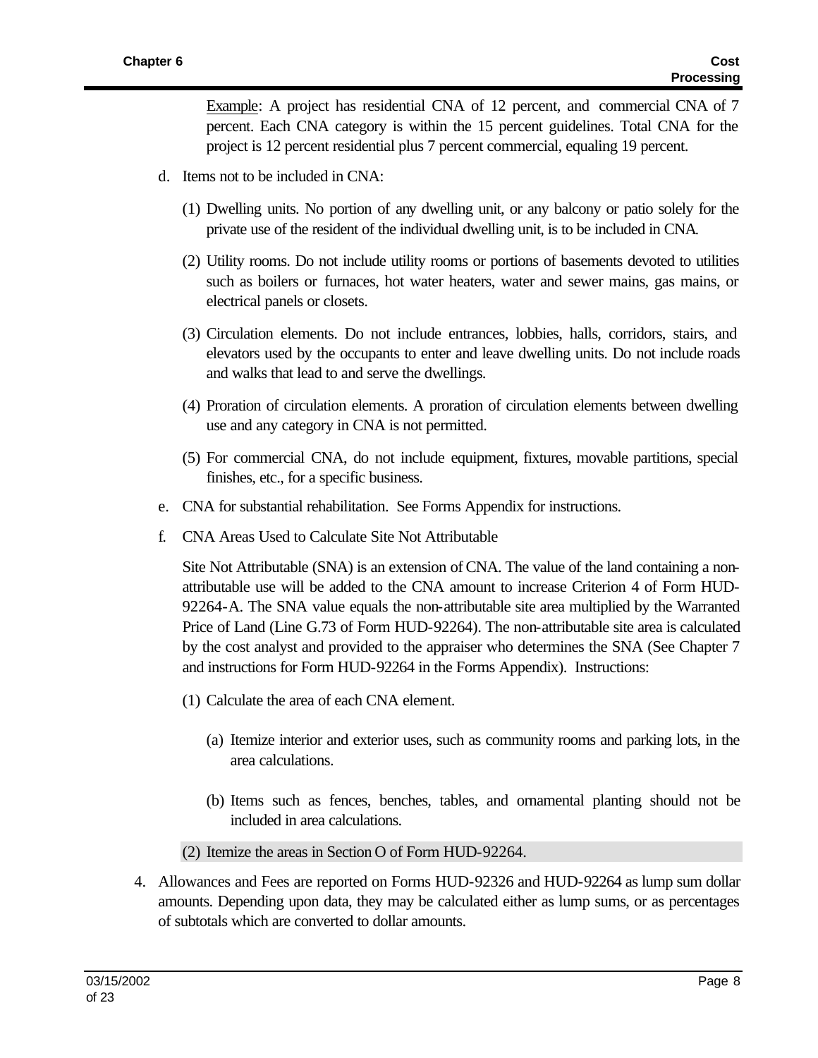Example: A project has residential CNA of 12 percent, and commercial CNA of 7 percent. Each CNA category is within the 15 percent guidelines. Total CNA for the project is 12 percent residential plus 7 percent commercial, equaling 19 percent.

d. Items not to be included in CNA:

(1) Dwelling units. No portion of any dwelling unit, or any balcony or patio solely for the private use of the resident of the individual dwelling unit, is to be included in CNA.

(2) Utility rooms. Do not include utility rooms or portions of basements devoted to utilities such as boilers or furnaces, hot water heaters, water and sewer mains, gas mains, or electrical panels or closets.

(3) Circulation elements. Do not include entrances, lobbies, halls, corridors, stairs, and elevators used by the occupants to enter and leave dwelling units. Do not include roads and walks that lead to and serve the dwellings.

(4) Proration of circulation elements. A proration of circulation elements between dwelling use and any category in CNA is not permitted.

(5) For commercial CNA, do not include equipment, fixtures, movable partitions, special finishes, etc., for a specific business.

e. CNA for substantial rehabilitation. See Forms Appendix for instructions.

f. CNA Areas Used to Calculate Site Not Attributable

Site Not Attributable (SNA) is an extension of CNA. The value of the land containing a non-attributable use will be added to the CNA amount to increase Criterion 4 of Form HUD-92264-A. The SNA value equals the non-attributable site area multiplied by the Warranted Price of Land (Line G.73 of Form HUD-92264). The non-attributable site area is calculated by the cost analyst and provided to the appraiser who determines the SNA (See Chapter 7 and instructions for Form HUD-92264 in the Forms Appendix). Instructions:

(1) Calculate the area of each CNA element.

(a) Itemize interior and exterior uses, such as community rooms and parking lots, in the area calculations.

(b) Items such as fences, benches, tables, and ornamental planting should not be included in area calculations.

(2) Itemize the areas in Section O of Form HUD-92264.

4. Allowances and Fees are reported on Forms HUD-92326 and HUD-92264 as lump sum dollar amounts. Depending upon data, they may be calculated either as lump sums, or as percentages of subtotals which are converted to dollar amounts.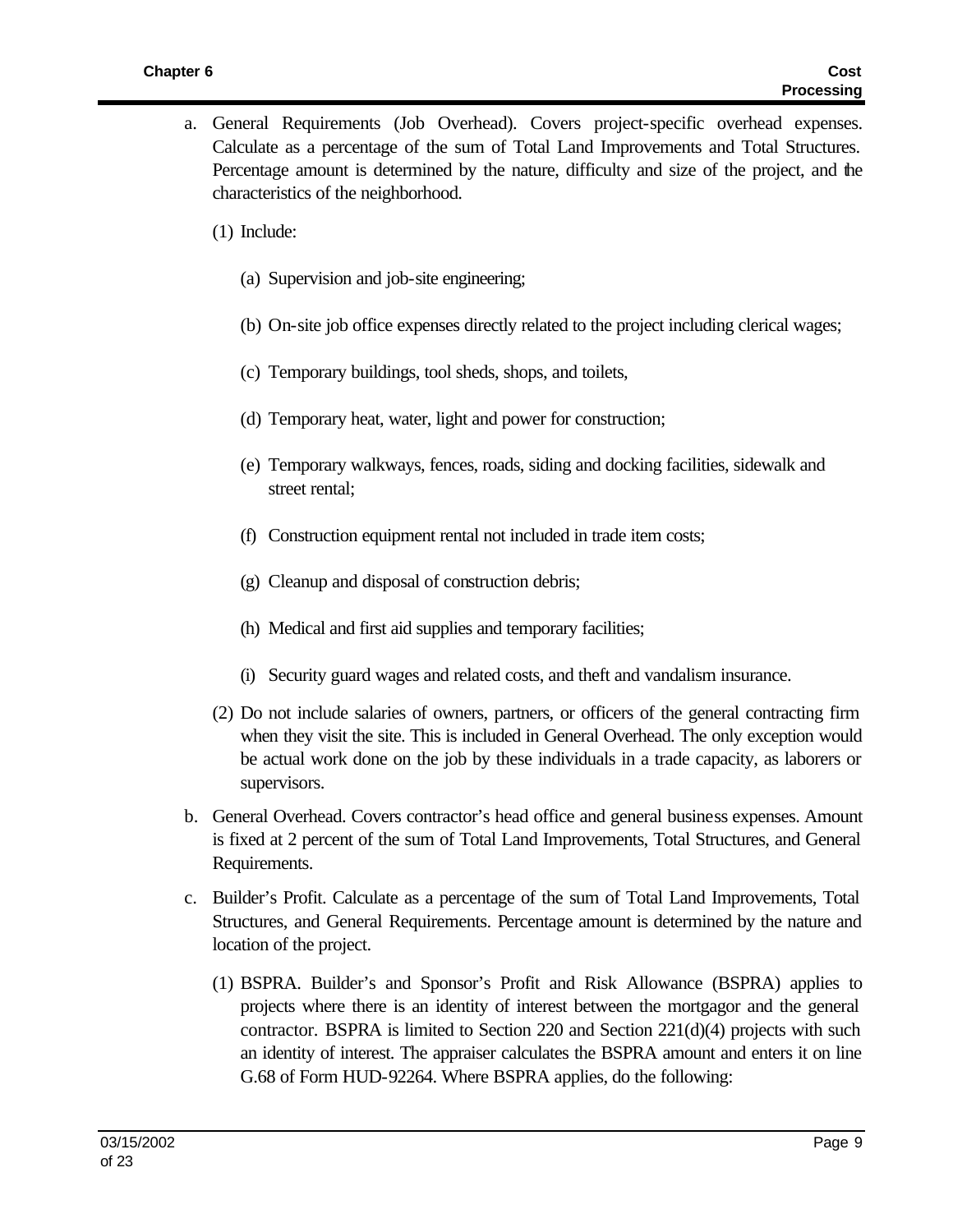a. General Requirements (Job Overhead). Covers project-specific overhead expenses. Calculate as a percentage of the sum of Total Land Improvements and Total Structures. Percentage amount is determined by the nature, difficulty and size of the project, and the characteristics of the neighborhood.

   (1) Include:

      (a) Supervision and job-site engineering;

      (b) On-site job office expenses directly related to the project including clerical wages;

      (c) Temporary buildings, tool sheds, shops, and toilets,

      (d) Temporary heat, water, light and power for construction;

      (e) Temporary walkways, fences, roads, siding and docking facilities, sidewalk and street rental;

      (f) Construction equipment rental not included in trade item costs;

      (g) Cleanup and disposal of construction debris;

      (h) Medical and first aid supplies and temporary facilities;

      (i) Security guard wages and related costs, and theft and vandalism insurance.

   (2) Do not include salaries of owners, partners, or officers of the general contracting firm when they visit the site. This is included in General Overhead. The only exception would be actual work done on the job by these individuals in a trade capacity, as laborers or supervisors.

b. General Overhead. Covers contractor's head office and general business expenses. Amount is fixed at 2 percent of the sum of Total Land Improvements, Total Structures, and General Requirements.

c. Builder's Profit. Calculate as a percentage of the sum of Total Land Improvements, Total Structures, and General Requirements. Percentage amount is determined by the nature and location of the project.

   (1) BSPRA. Builder's and Sponsor's Profit and Risk Allowance (BSPRA) applies to projects where there is an identity of interest between the mortgagor and the general contractor. BSPRA is limited to Section 220 and Section 221(d)(4) projects with such an identity of interest. The appraiser calculates the BSPRA amount and enters it on line G.68 of Form HUD-92264. Where BSPRA applies, do the following: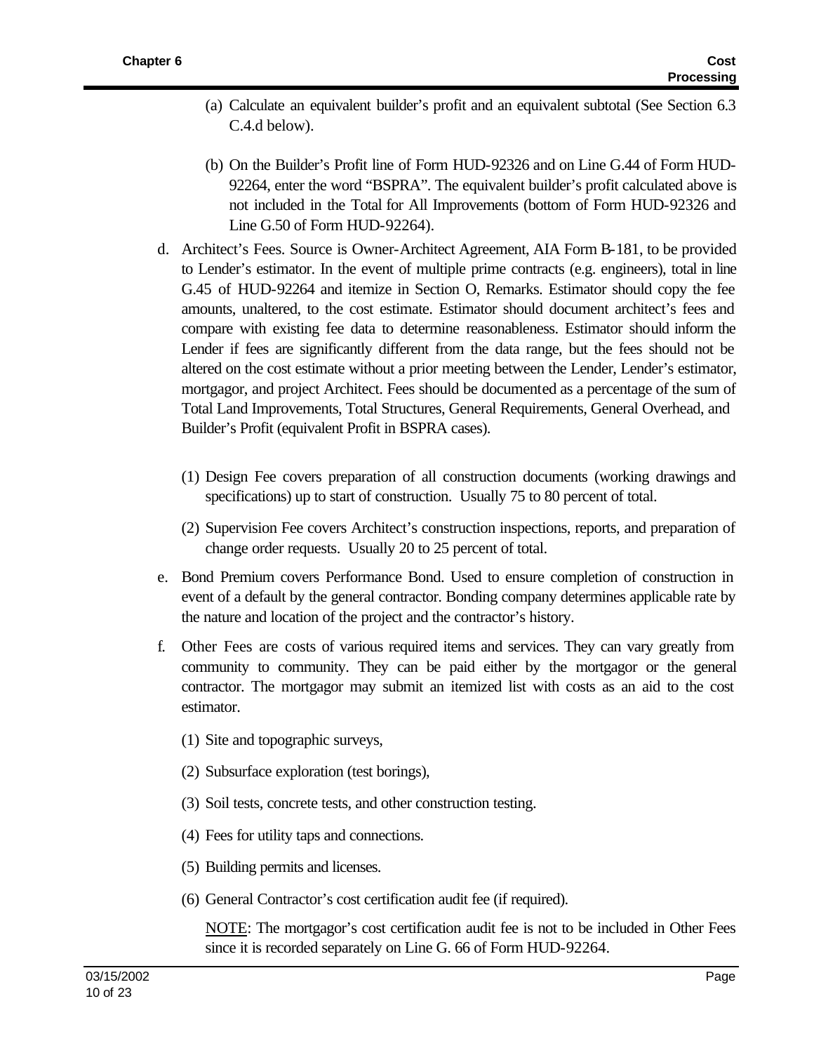(a) Calculate an equivalent builder's profit and an equivalent subtotal (See Section 6.3 C.4.d below).

(b) On the Builder's Profit line of Form HUD-92326 and on Line G.44 of Form HUD-92264, enter the word "BSPRA". The equivalent builder's profit calculated above is not included in the Total for All Improvements (bottom of Form HUD-92326 and Line G.50 of Form HUD-92264).

d. Architect's Fees. Source is Owner-Architect Agreement, AIA Form B-181, to be provided to Lender's estimator. In the event of multiple prime contracts (e.g. engineers), total in line G.45 of HUD-92264 and itemize in Section O, Remarks. Estimator should copy the fee amounts, unaltered, to the cost estimate. Estimator should document architect's fees and compare with existing fee data to determine reasonableness. Estimator should inform the Lender if fees are significantly different from the data range, but the fees should not be altered on the cost estimate without a prior meeting between the Lender, Lender's estimator, mortgagor, and project Architect. Fees should be documented as a percentage of the sum of Total Land Improvements, Total Structures, General Requirements, General Overhead, and Builder's Profit (equivalent Profit in BSPRA cases).

(1) Design Fee covers preparation of all construction documents (working drawings and specifications) up to start of construction. Usually 75 to 80 percent of total.

(2) Supervision Fee covers Architect's construction inspections, reports, and preparation of change order requests. Usually 20 to 25 percent of total.

e. Bond Premium covers Performance Bond. Used to ensure completion of construction in event of a default by the general contractor. Bonding company determines applicable rate by the nature and location of the project and the contractor's history.

f. Other Fees are costs of various required items and services. They can vary greatly from community to community. They can be paid either by the mortgagor or the general contractor. The mortgagor may submit an itemized list with costs as an aid to the cost estimator.

(1) Site and topographic surveys,

(2) Subsurface exploration (test borings),

(3) Soil tests, concrete tests, and other construction testing.

(4) Fees for utility taps and connections.

(5) Building permits and licenses.

(6) General Contractor's cost certification audit fee (if required).

<u>NOTE</u>: The mortgagor's cost certification audit fee is not to be included in Other Fees since it is recorded separately on Line G. 66 of Form HUD-92264.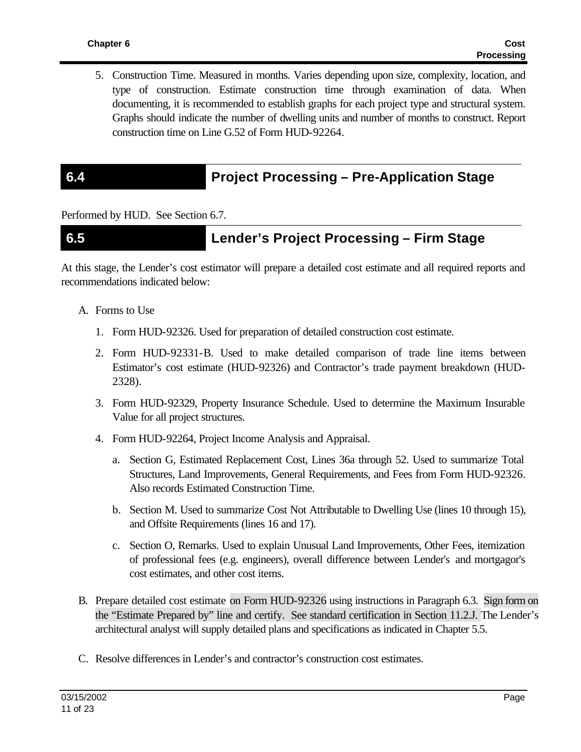5. Construction Time. Measured in months. Varies depending upon size, complexity, location, and type of construction. Estimate construction time through examination of data. When documenting, it is recommended to establish graphs for each project type and structural system. Graphs should indicate the number of dwelling units and number of months to construct. Report construction time on Line G.52 of Form HUD-92264.

## 6.4 Project Processing – Pre-Application Stage

Performed by HUD. See Section 6.7.

## 6.5 Lender's Project Processing – Firm Stage

At this stage, the Lender's cost estimator will prepare a detailed cost estimate and all required reports and recommendations indicated below:

A. Forms to Use

   1. Form HUD-92326. Used for preparation of detailed construction cost estimate.

   2. Form HUD-92331-B. Used to make detailed comparison of trade line items between Estimator's cost estimate (HUD-92326) and Contractor's trade payment breakdown (HUD-2328).

   3. Form HUD-92329, Property Insurance Schedule. Used to determine the Maximum Insurable Value for all project structures.

   4. Form HUD-92264, Project Income Analysis and Appraisal.

      a. Section G, Estimated Replacement Cost, Lines 36a through 52. Used to summarize Total Structures, Land Improvements, General Requirements, and Fees from Form HUD-92326. Also records Estimated Construction Time.

      b. Section M. Used to summarize Cost Not Attributable to Dwelling Use (lines 10 through 15), and Offsite Requirements (lines 16 and 17).

      c. Section O, Remarks. Used to explain Unusual Land Improvements, Other Fees, itemization of professional fees (e.g. engineers), overall difference between Lender's and mortgagor's cost estimates, and other cost items.

B. Prepare detailed cost estimate on Form HUD-92326 using instructions in Paragraph 6.3. Sign form on the "Estimate Prepared by" line and certify. See standard certification in Section 11.2.J. The Lender's architectural analyst will supply detailed plans and specifications as indicated in Chapter 5.5.

C. Resolve differences in Lender's and contractor's construction cost estimates.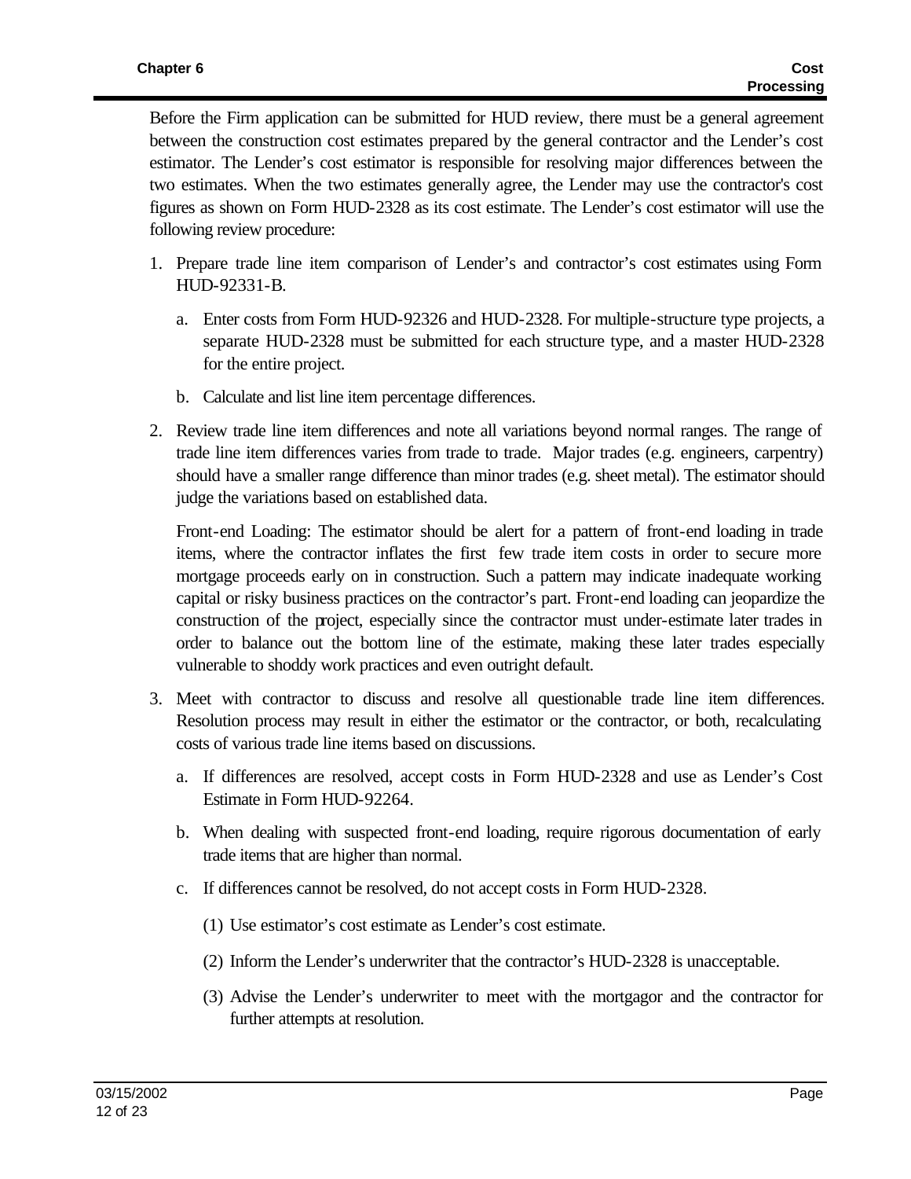Before the Firm application can be submitted for HUD review, there must be a general agreement between the construction cost estimates prepared by the general contractor and the Lender's cost estimator. The Lender's cost estimator is responsible for resolving major differences between the two estimates. When the two estimates generally agree, the Lender may use the contractor's cost figures as shown on Form HUD-2328 as its cost estimate. The Lender's cost estimator will use the following review procedure:

1. Prepare trade line item comparison of Lender's and contractor's cost estimates using Form HUD-92331-B.
   a. Enter costs from Form HUD-92326 and HUD-2328. For multiple-structure type projects, a separate HUD-2328 must be submitted for each structure type, and a master HUD-2328 for the entire project.
   b. Calculate and list line item percentage differences.
2. Review trade line item differences and note all variations beyond normal ranges. The range of trade line item differences varies from trade to trade. Major trades (e.g. engineers, carpentry) should have a smaller range difference than minor trades (e.g. sheet metal). The estimator should judge the variations based on established data.

   Front-end Loading: The estimator should be alert for a pattern of front-end loading in trade items, where the contractor inflates the first few trade item costs in order to secure more mortgage proceeds early on in construction. Such a pattern may indicate inadequate working capital or risky business practices on the contractor's part. Front-end loading can jeopardize the construction of the project, especially since the contractor must under-estimate later trades in order to balance out the bottom line of the estimate, making these later trades especially vulnerable to shoddy work practices and even outright default.
3. Meet with contractor to discuss and resolve all questionable trade line item differences. Resolution process may result in either the estimator or the contractor, or both, recalculating costs of various trade line items based on discussions.
   a. If differences are resolved, accept costs in Form HUD-2328 and use as Lender's Cost Estimate in Form HUD-92264.
   b. When dealing with suspected front-end loading, require rigorous documentation of early trade items that are higher than normal.
   c. If differences cannot be resolved, do not accept costs in Form HUD-2328.
      (1) Use estimator's cost estimate as Lender's cost estimate.
      (2) Inform the Lender's underwriter that the contractor's HUD-2328 is unacceptable.
      (3) Advise the Lender's underwriter to meet with the mortgagor and the contractor for further attempts at resolution.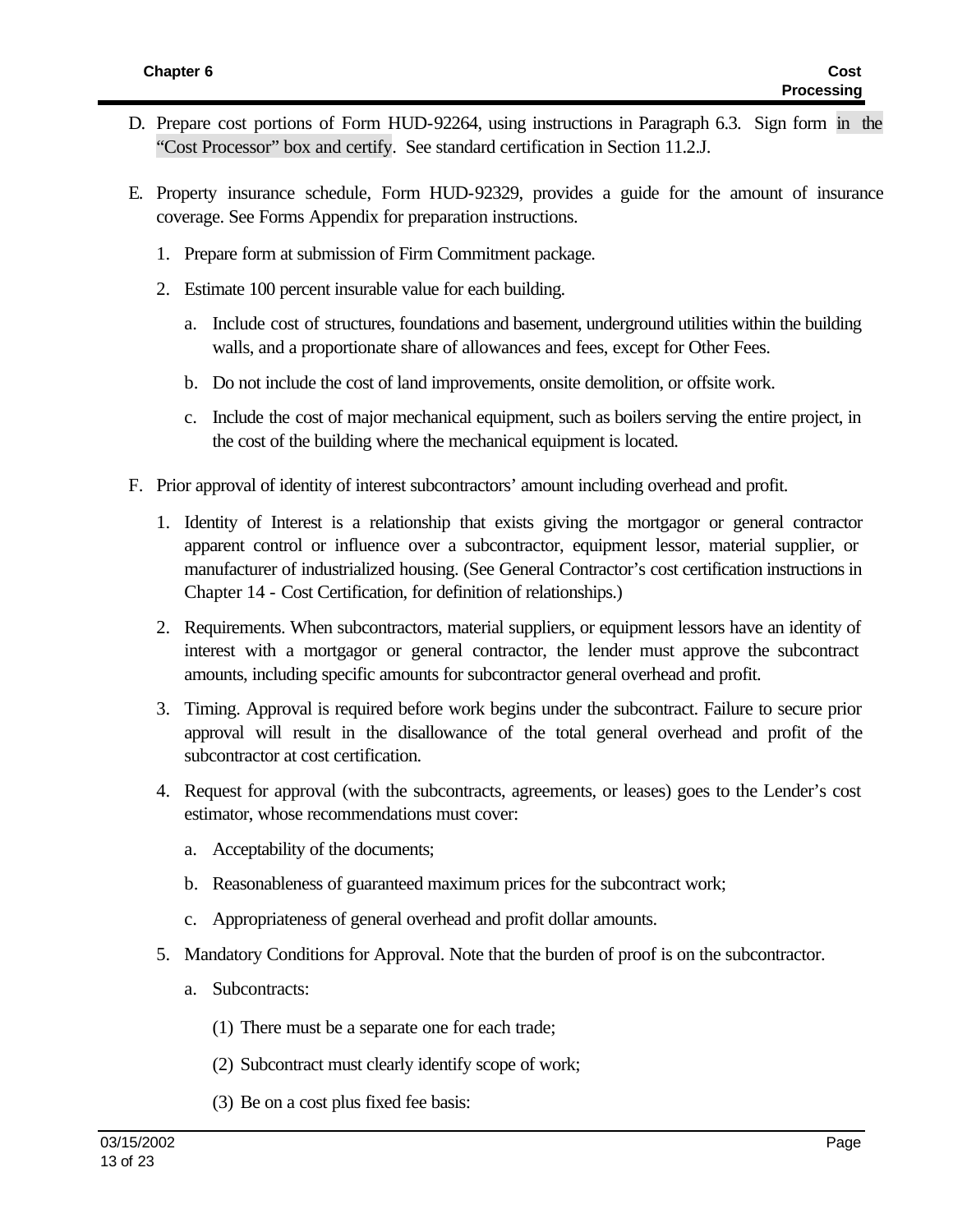D. Prepare cost portions of Form HUD-92264, using instructions in Paragraph 6.3. Sign form in the "Cost Processor" box and certify. See standard certification in Section 11.2.J.

E. Property insurance schedule, Form HUD-92329, provides a guide for the amount of insurance coverage. See Forms Appendix for preparation instructions.

   1. Prepare form at submission of Firm Commitment package.

   2. Estimate 100 percent insurable value for each building.

      a. Include cost of structures, foundations and basement, underground utilities within the building walls, and a proportionate share of allowances and fees, except for Other Fees.

      b. Do not include the cost of land improvements, onsite demolition, or offsite work.

      c. Include the cost of major mechanical equipment, such as boilers serving the entire project, in the cost of the building where the mechanical equipment is located.

F. Prior approval of identity of interest subcontractors' amount including overhead and profit.

   1. Identity of Interest is a relationship that exists giving the mortgagor or general contractor apparent control or influence over a subcontractor, equipment lessor, material supplier, or manufacturer of industrialized housing. (See General Contractor's cost certification instructions in Chapter 14 - Cost Certification, for definition of relationships.)

   2. Requirements. When subcontractors, material suppliers, or equipment lessors have an identity of interest with a mortgagor or general contractor, the lender must approve the subcontract amounts, including specific amounts for subcontractor general overhead and profit.

   3. Timing. Approval is required before work begins under the subcontract. Failure to secure prior approval will result in the disallowance of the total general overhead and profit of the subcontractor at cost certification.

   4. Request for approval (with the subcontracts, agreements, or leases) goes to the Lender's cost estimator, whose recommendations must cover:

      a. Acceptability of the documents;

      b. Reasonableness of guaranteed maximum prices for the subcontract work;

      c. Appropriateness of general overhead and profit dollar amounts.

   5. Mandatory Conditions for Approval. Note that the burden of proof is on the subcontractor.

      a. Subcontracts:

         (1) There must be a separate one for each trade;

         (2) Subcontract must clearly identify scope of work;

         (3) Be on a cost plus fixed fee basis: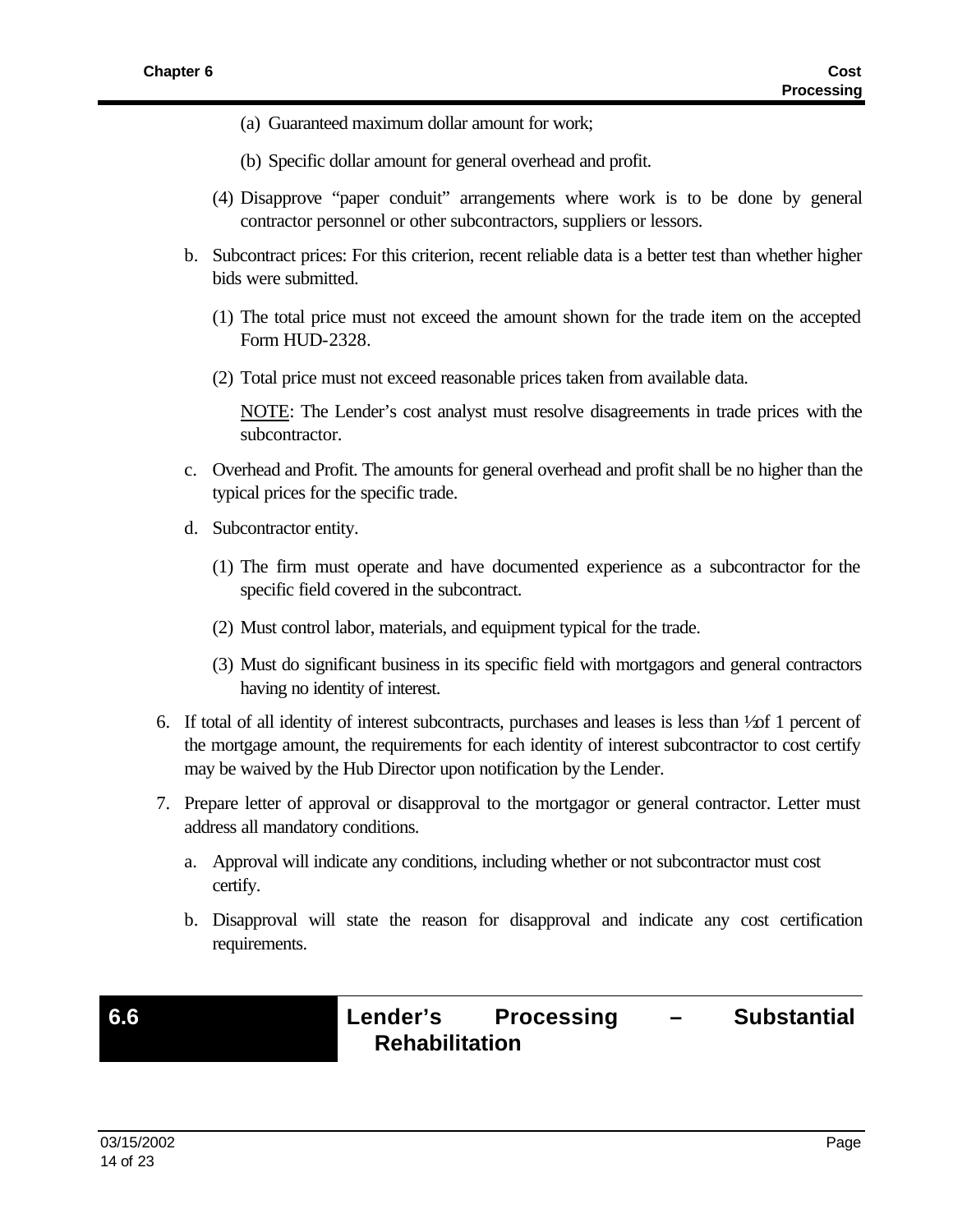(a) Guaranteed maximum dollar amount for work;

(b) Specific dollar amount for general overhead and profit.

(4) Disapprove "paper conduit" arrangements where work is to be done by general contractor personnel or other subcontractors, suppliers or lessors.

b. Subcontract prices: For this criterion, recent reliable data is a better test than whether higher bids were submitted.

(1) The total price must not exceed the amount shown for the trade item on the accepted Form HUD-2328.

(2) Total price must not exceed reasonable prices taken from available data.

NOTE: The Lender's cost analyst must resolve disagreements in trade prices with the subcontractor.

c. Overhead and Profit. The amounts for general overhead and profit shall be no higher than the typical prices for the specific trade.

d. Subcontractor entity.

(1) The firm must operate and have documented experience as a subcontractor for the specific field covered in the subcontract.

(2) Must control labor, materials, and equipment typical for the trade.

(3) Must do significant business in its specific field with mortgagors and general contractors having no identity of interest.

6. If total of all identity of interest subcontracts, purchases and leases is less than ½ of 1 percent of the mortgage amount, the requirements for each identity of interest subcontractor to cost certify may be waived by the Hub Director upon notification by the Lender.

7. Prepare letter of approval or disapproval to the mortgagor or general contractor. Letter must address all mandatory conditions.

a. Approval will indicate any conditions, including whether or not subcontractor must cost certify.

b. Disapproval will state the reason for disapproval and indicate any cost certification requirements.

## 6.6 Lender's Processing – Substantial Rehabilitation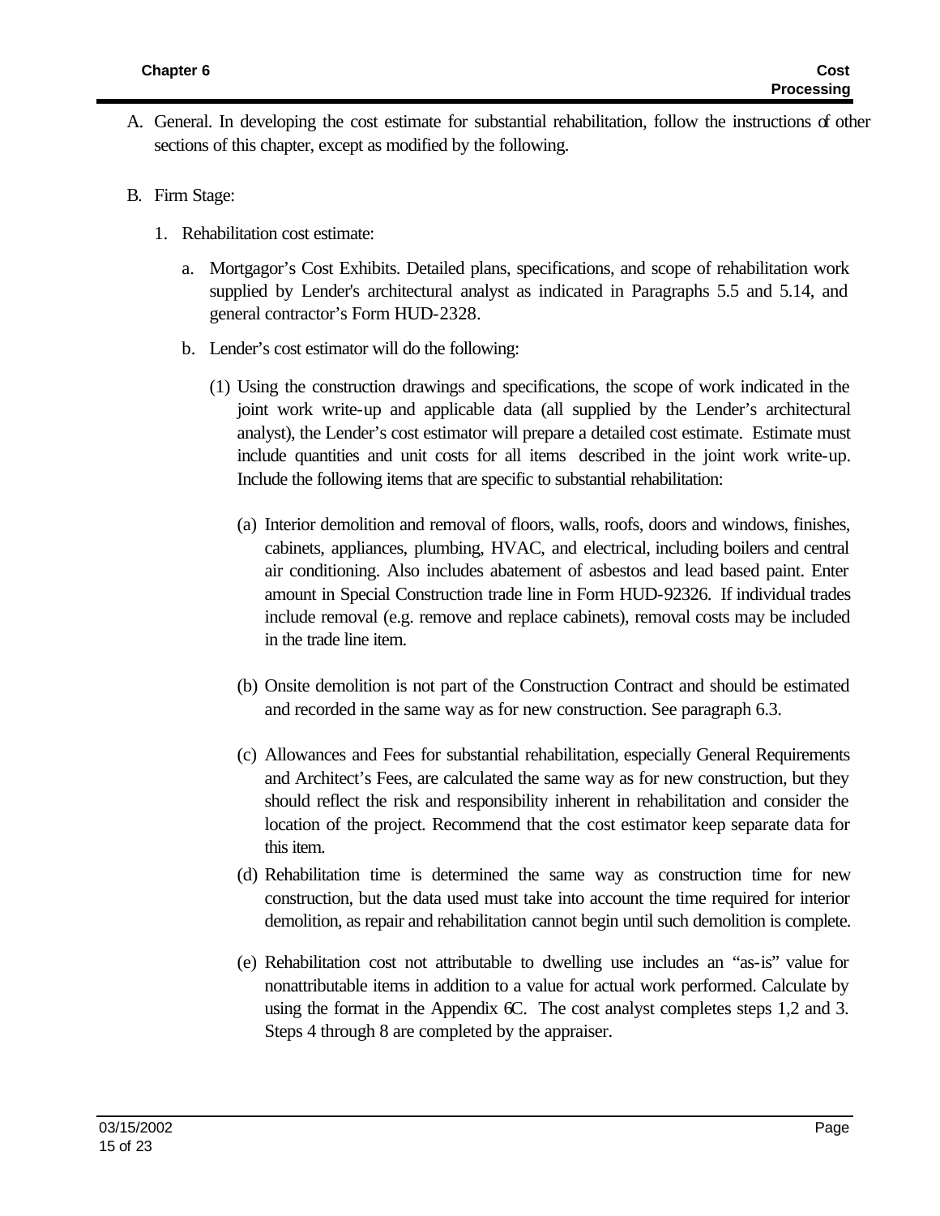A. General. In developing the cost estimate for substantial rehabilitation, follow the instructions of other sections of this chapter, except as modified by the following.

B. Firm Stage:

1. Rehabilitation cost estimate:

   a. Mortgagor's Cost Exhibits. Detailed plans, specifications, and scope of rehabilitation work supplied by Lender's architectural analyst as indicated in Paragraphs 5.5 and 5.14, and general contractor's Form HUD-2328.

   b. Lender's cost estimator will do the following:

      (1) Using the construction drawings and specifications, the scope of work indicated in the joint work write-up and applicable data (all supplied by the Lender's architectural analyst), the Lender's cost estimator will prepare a detailed cost estimate. Estimate must include quantities and unit costs for all items described in the joint work write-up. Include the following items that are specific to substantial rehabilitation:

         (a) Interior demolition and removal of floors, walls, roofs, doors and windows, finishes, cabinets, appliances, plumbing, HVAC, and electrical, including boilers and central air conditioning. Also includes abatement of asbestos and lead based paint. Enter amount in Special Construction trade line in Form HUD-92326. If individual trades include removal (e.g. remove and replace cabinets), removal costs may be included in the trade line item.

         (b) Onsite demolition is not part of the Construction Contract and should be estimated and recorded in the same way as for new construction. See paragraph 6.3.

         (c) Allowances and Fees for substantial rehabilitation, especially General Requirements and Architect's Fees, are calculated the same way as for new construction, but they should reflect the risk and responsibility inherent in rehabilitation and consider the location of the project. Recommend that the cost estimator keep separate data for this item.

         (d) Rehabilitation time is determined the same way as construction time for new construction, but the data used must take into account the time required for interior demolition, as repair and rehabilitation cannot begin until such demolition is complete.

         (e) Rehabilitation cost not attributable to dwelling use includes an "as-is" value for nonattributable items in addition to a value for actual work performed. Calculate by using the format in the Appendix 6C. The cost analyst completes steps 1,2 and 3. Steps 4 through 8 are completed by the appraiser.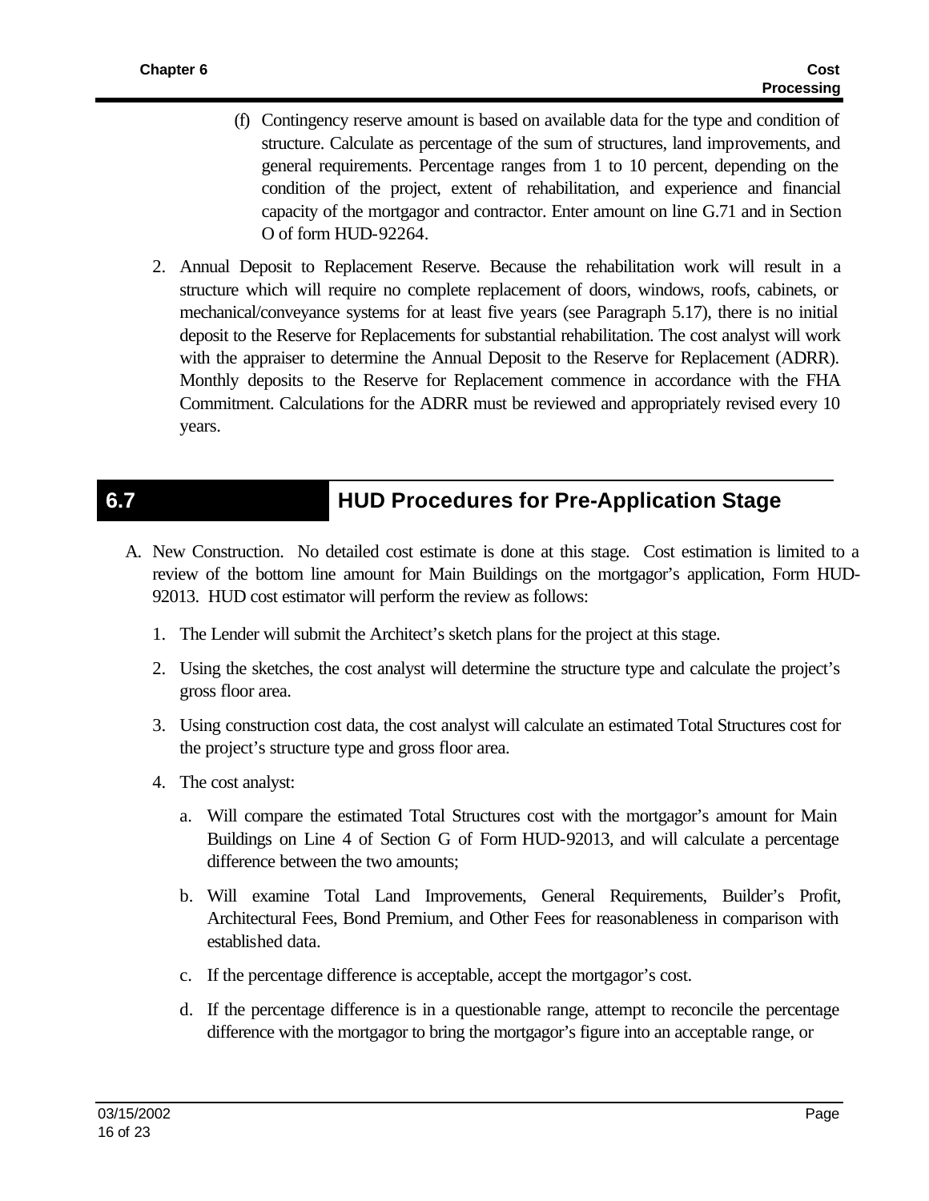(f) Contingency reserve amount is based on available data for the type and condition of structure. Calculate as percentage of the sum of structures, land improvements, and general requirements. Percentage ranges from 1 to 10 percent, depending on the condition of the project, extent of rehabilitation, and experience and financial capacity of the mortgagor and contractor. Enter amount on line G.71 and in Section O of form HUD-92264.

2. Annual Deposit to Replacement Reserve. Because the rehabilitation work will result in a structure which will require no complete replacement of doors, windows, roofs, cabinets, or mechanical/conveyance systems for at least five years (see Paragraph 5.17), there is no initial deposit to the Reserve for Replacements for substantial rehabilitation. The cost analyst will work with the appraiser to determine the Annual Deposit to the Reserve for Replacement (ADRR). Monthly deposits to the Reserve for Replacement commence in accordance with the FHA Commitment. Calculations for the ADRR must be reviewed and appropriately revised every 10 years.

## 6.7 HUD Procedures for Pre-Application Stage

A. New Construction. No detailed cost estimate is done at this stage. Cost estimation is limited to a review of the bottom line amount for Main Buildings on the mortgagor's application, Form HUD-92013. HUD cost estimator will perform the review as follows:

1. The Lender will submit the Architect's sketch plans for the project at this stage.
2. Using the sketches, the cost analyst will determine the structure type and calculate the project's gross floor area.
3. Using construction cost data, the cost analyst will calculate an estimated Total Structures cost for the project's structure type and gross floor area.
4. The cost analyst:
   a. Will compare the estimated Total Structures cost with the mortgagor's amount for Main Buildings on Line 4 of Section G of Form HUD-92013, and will calculate a percentage difference between the two amounts;
   b. Will examine Total Land Improvements, General Requirements, Builder's Profit, Architectural Fees, Bond Premium, and Other Fees for reasonableness in comparison with established data.
   c. If the percentage difference is acceptable, accept the mortgagor's cost.
   d. If the percentage difference is in a questionable range, attempt to reconcile the percentage difference with the mortgagor to bring the mortgagor's figure into an acceptable range, or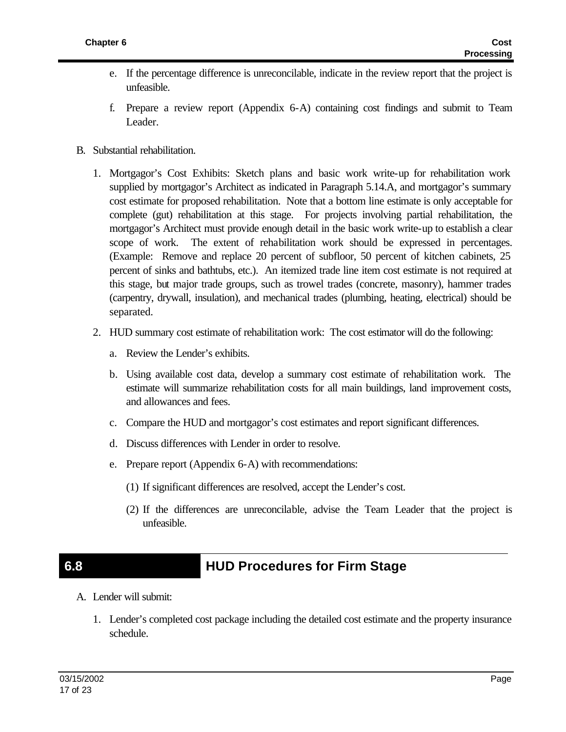e. If the percentage difference is unreconcilable, indicate in the review report that the project is unfeasible.

f. Prepare a review report (Appendix 6-A) containing cost findings and submit to Team Leader.

B. Substantial rehabilitation.

1. Mortgagor's Cost Exhibits: Sketch plans and basic work write-up for rehabilitation work supplied by mortgagor's Architect as indicated in Paragraph 5.14.A, and mortgagor's summary cost estimate for proposed rehabilitation. Note that a bottom line estimate is only acceptable for complete (gut) rehabilitation at this stage. For projects involving partial rehabilitation, the mortgagor's Architect must provide enough detail in the basic work write-up to establish a clear scope of work. The extent of rehabilitation work should be expressed in percentages. (Example: Remove and replace 20 percent of subfloor, 50 percent of kitchen cabinets, 25 percent of sinks and bathtubs, etc.). An itemized trade line item cost estimate is not required at this stage, but major trade groups, such as trowel trades (concrete, masonry), hammer trades (carpentry, drywall, insulation), and mechanical trades (plumbing, heating, electrical) should be separated.

2. HUD summary cost estimate of rehabilitation work: The cost estimator will do the following:

   a. Review the Lender's exhibits.

   b. Using available cost data, develop a summary cost estimate of rehabilitation work. The estimate will summarize rehabilitation costs for all main buildings, land improvement costs, and allowances and fees.

   c. Compare the HUD and mortgagor's cost estimates and report significant differences.

   d. Discuss differences with Lender in order to resolve.

   e. Prepare report (Appendix 6-A) with recommendations:

      (1) If significant differences are resolved, accept the Lender's cost.

      (2) If the differences are unreconcilable, advise the Team Leader that the project is unfeasible.

## 6.8 HUD Procedures for Firm Stage

A. Lender will submit:

1. Lender's completed cost package including the detailed cost estimate and the property insurance schedule.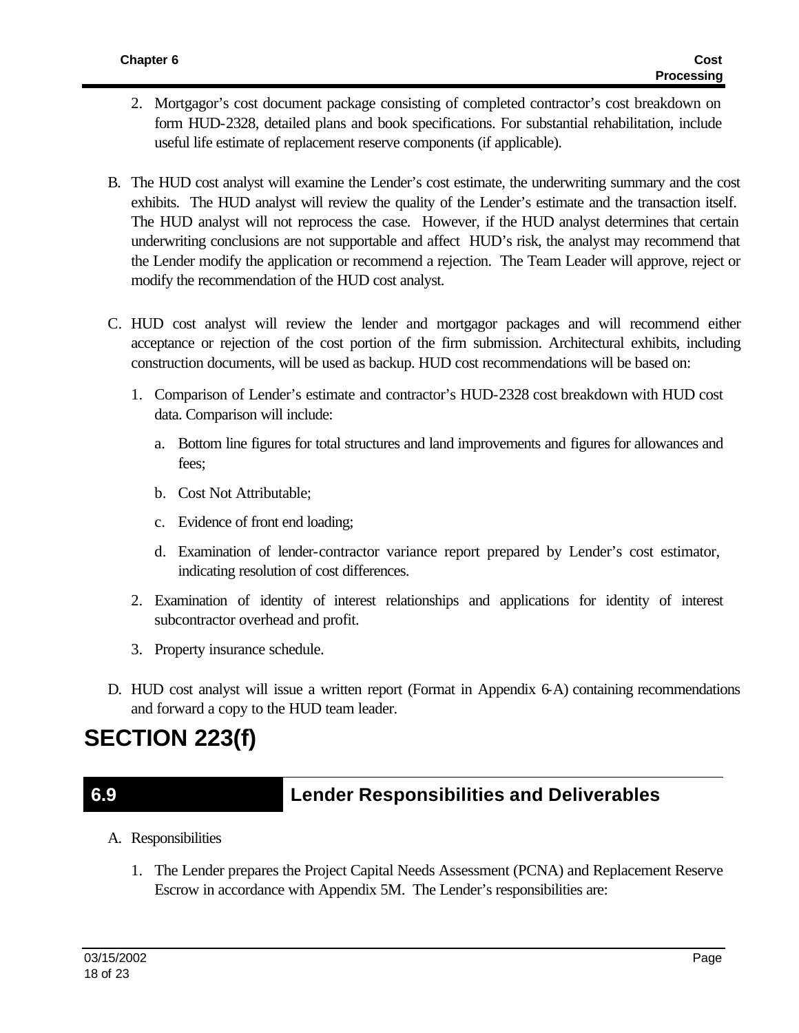2. Mortgagor's cost document package consisting of completed contractor's cost breakdown on form HUD-2328, detailed plans and book specifications. For substantial rehabilitation, include useful life estimate of replacement reserve components (if applicable).

B. The HUD cost analyst will examine the Lender's cost estimate, the underwriting summary and the cost exhibits. The HUD analyst will review the quality of the Lender's estimate and the transaction itself. The HUD analyst will not reprocess the case. However, if the HUD analyst determines that certain underwriting conclusions are not supportable and affect HUD's risk, the analyst may recommend that the Lender modify the application or recommend a rejection. The Team Leader will approve, reject or modify the recommendation of the HUD cost analyst.

C. HUD cost analyst will review the lender and mortgagor packages and will recommend either acceptance or rejection of the cost portion of the firm submission. Architectural exhibits, including construction documents, will be used as backup. HUD cost recommendations will be based on:

   1. Comparison of Lender's estimate and contractor's HUD-2328 cost breakdown with HUD cost data. Comparison will include:

      a. Bottom line figures for total structures and land improvements and figures for allowances and fees;

      b. Cost Not Attributable;

      c. Evidence of front end loading;

      d. Examination of lender-contractor variance report prepared by Lender's cost estimator, indicating resolution of cost differences.

   2. Examination of identity of interest relationships and applications for identity of interest subcontractor overhead and profit.

   3. Property insurance schedule.

D. HUD cost analyst will issue a written report (Format in Appendix 6-A) containing recommendations and forward a copy to the HUD team leader.

# SECTION 223(f)

## 6.9 Lender Responsibilities and Deliverables

A. Responsibilities

   1. The Lender prepares the Project Capital Needs Assessment (PCNA) and Replacement Reserve Escrow in accordance with Appendix 5M. The Lender's responsibilities are: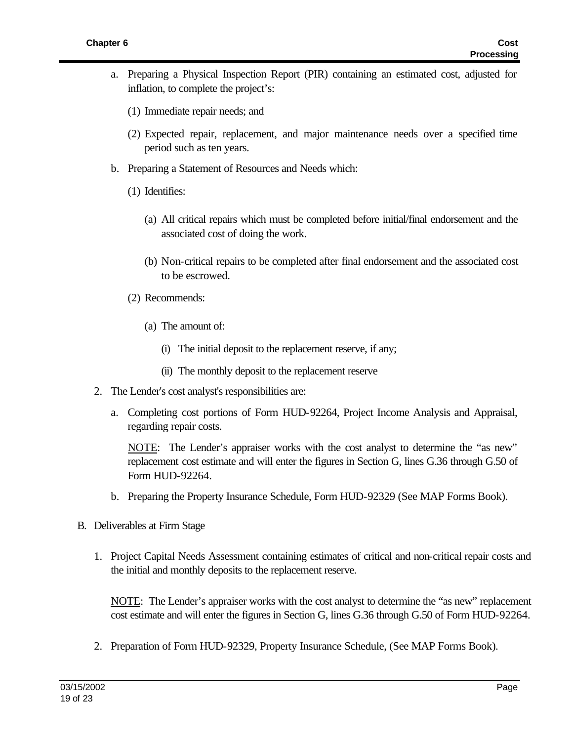a. Preparing a Physical Inspection Report (PIR) containing an estimated cost, adjusted for inflation, to complete the project's:

   (1) Immediate repair needs; and

   (2) Expected repair, replacement, and major maintenance needs over a specified time period such as ten years.

b. Preparing a Statement of Resources and Needs which:

   (1) Identifies:

      (a) All critical repairs which must be completed before initial/final endorsement and the associated cost of doing the work.

      (b) Non-critical repairs to be completed after final endorsement and the associated cost to be escrowed.

   (2) Recommends:

      (a) The amount of:

         (i) The initial deposit to the replacement reserve, if any;

         (ii) The monthly deposit to the replacement reserve

2. The Lender's cost analyst's responsibilities are:

   a. Completing cost portions of Form HUD-92264, Project Income Analysis and Appraisal, regarding repair costs.

      <u>NOTE</u>: The Lender's appraiser works with the cost analyst to determine the "as new" replacement cost estimate and will enter the figures in Section G, lines G.36 through G.50 of Form HUD-92264.

   b. Preparing the Property Insurance Schedule, Form HUD-92329 (See MAP Forms Book).

B. Deliverables at Firm Stage

   1. Project Capital Needs Assessment containing estimates of critical and non-critical repair costs and the initial and monthly deposits to the replacement reserve.

      <u>NOTE</u>: The Lender's appraiser works with the cost analyst to determine the "as new" replacement cost estimate and will enter the figures in Section G, lines G.36 through G.50 of Form HUD-92264.

   2. Preparation of Form HUD-92329, Property Insurance Schedule, (See MAP Forms Book).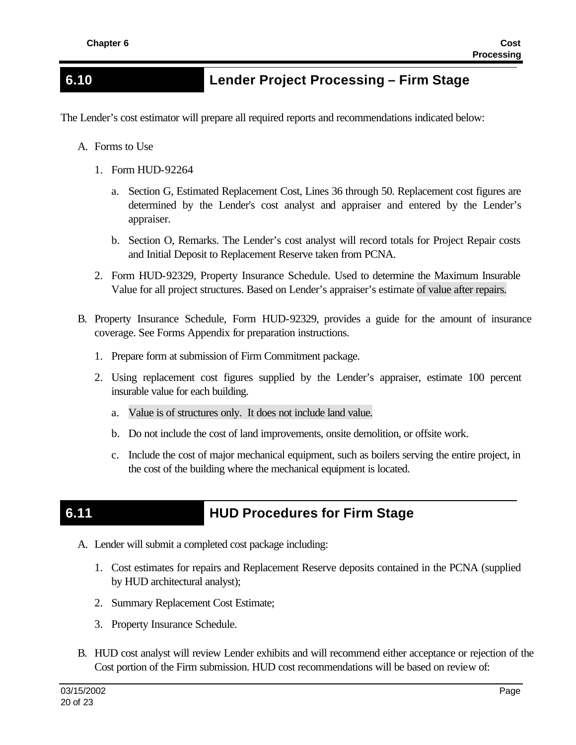## 6.10 Lender Project Processing – Firm Stage

The Lender's cost estimator will prepare all required reports and recommendations indicated below:

A. Forms to Use

   1. Form HUD-92264

      a. Section G, Estimated Replacement Cost, Lines 36 through 50. Replacement cost figures are determined by the Lender's cost analyst and appraiser and entered by the Lender's appraiser.

      b. Section O, Remarks. The Lender's cost analyst will record totals for Project Repair costs and Initial Deposit to Replacement Reserve taken from PCNA.

   2. Form HUD-92329, Property Insurance Schedule. Used to determine the Maximum Insurable Value for all project structures. Based on Lender's appraiser's estimate of value after repairs.

B. Property Insurance Schedule, Form HUD-92329, provides a guide for the amount of insurance coverage. See Forms Appendix for preparation instructions.

   1. Prepare form at submission of Firm Commitment package.

   2. Using replacement cost figures supplied by the Lender's appraiser, estimate 100 percent insurable value for each building.

      a. Value is of structures only. It does not include land value.

      b. Do not include the cost of land improvements, onsite demolition, or offsite work.

      c. Include the cost of major mechanical equipment, such as boilers serving the entire project, in the cost of the building where the mechanical equipment is located.

## 6.11 HUD Procedures for Firm Stage

A. Lender will submit a completed cost package including:

   1. Cost estimates for repairs and Replacement Reserve deposits contained in the PCNA (supplied by HUD architectural analyst);

   2. Summary Replacement Cost Estimate;

   3. Property Insurance Schedule.

B. HUD cost analyst will review Lender exhibits and will recommend either acceptance or rejection of the Cost portion of the Firm submission. HUD cost recommendations will be based on review of: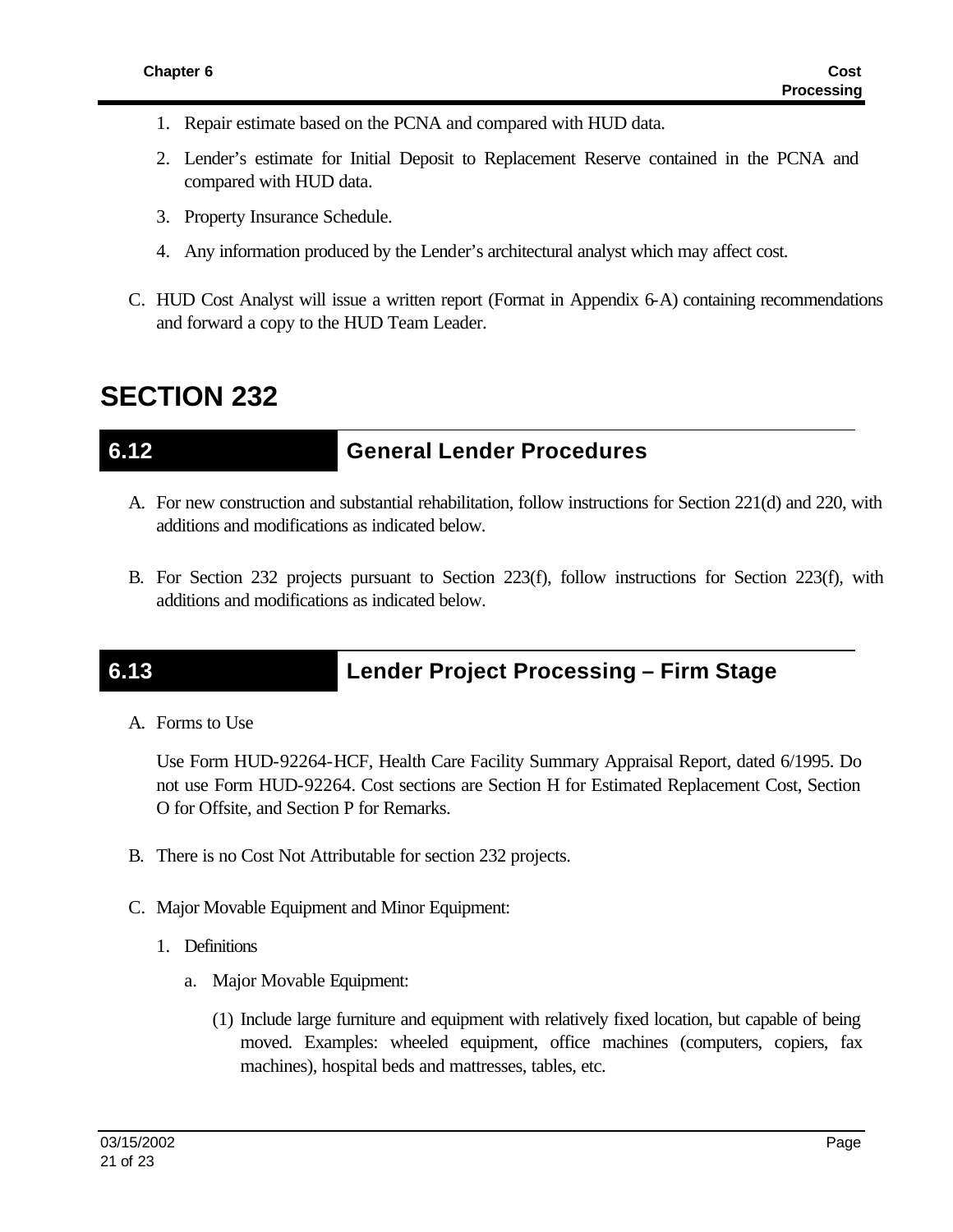1. Repair estimate based on the PCNA and compared with HUD data.
2. Lender's estimate for Initial Deposit to Replacement Reserve contained in the PCNA and compared with HUD data.
3. Property Insurance Schedule.
4. Any information produced by the Lender's architectural analyst which may affect cost.

C. HUD Cost Analyst will issue a written report (Format in Appendix 6-A) containing recommendations and forward a copy to the HUD Team Leader.

# SECTION 232

## 6.12 General Lender Procedures

A. For new construction and substantial rehabilitation, follow instructions for Section 221(d) and 220, with additions and modifications as indicated below.

B. For Section 232 projects pursuant to Section 223(f), follow instructions for Section 223(f), with additions and modifications as indicated below.

## 6.13 Lender Project Processing – Firm Stage

A. Forms to Use

Use Form HUD-92264-HCF, Health Care Facility Summary Appraisal Report, dated 6/1995. Do not use Form HUD-92264. Cost sections are Section H for Estimated Replacement Cost, Section O for Offsite, and Section P for Remarks.

B. There is no Cost Not Attributable for section 232 projects.

C. Major Movable Equipment and Minor Equipment:

1. Definitions

   a. Major Movable Equipment:

      (1) Include large furniture and equipment with relatively fixed location, but capable of being moved. Examples: wheeled equipment, office machines (computers, copiers, fax machines), hospital beds and mattresses, tables, etc.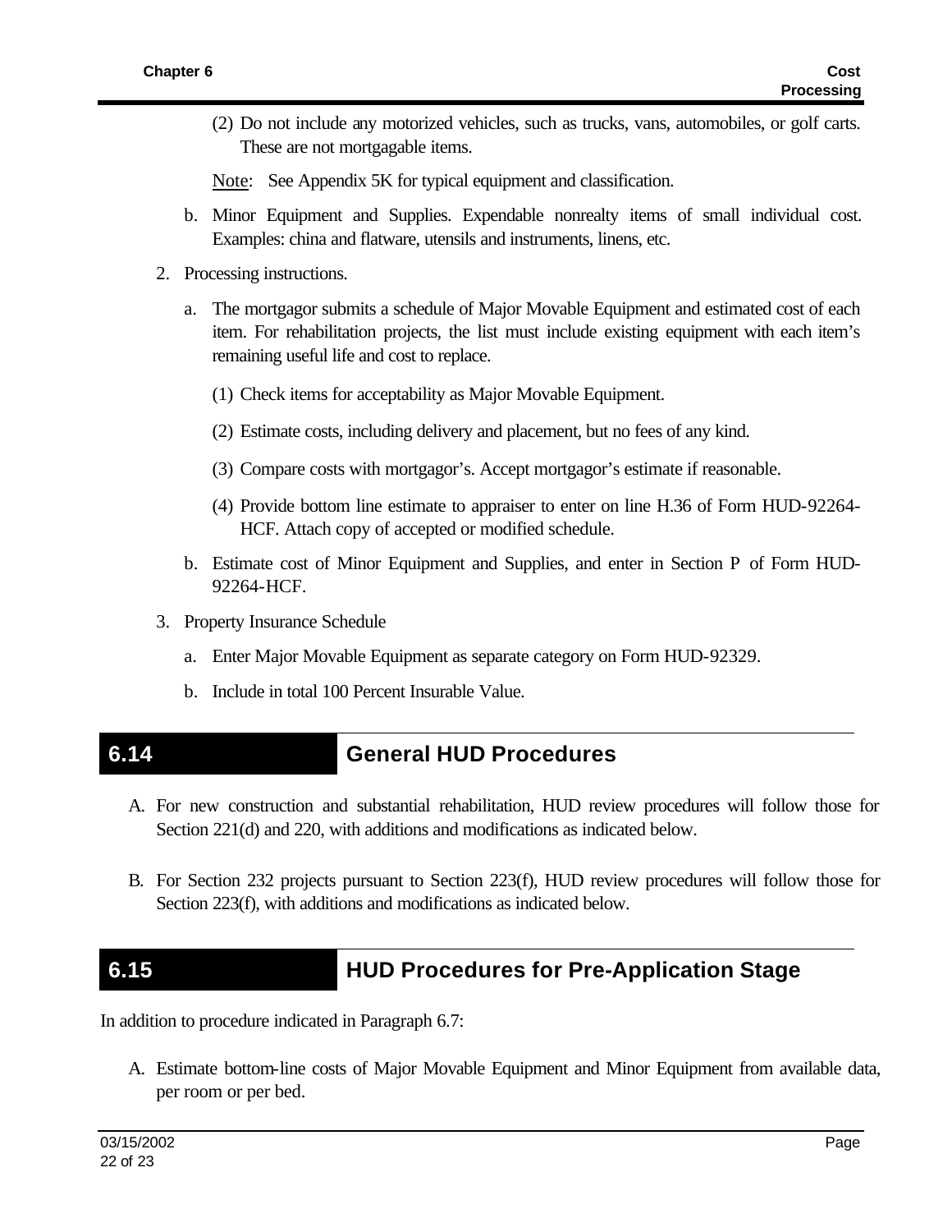(2) Do not include any motorized vehicles, such as trucks, vans, automobiles, or golf carts. These are not mortgagable items.

Note: See Appendix 5K for typical equipment and classification.

b. Minor Equipment and Supplies. Expendable nonrealty items of small individual cost. Examples: china and flatware, utensils and instruments, linens, etc.

2. Processing instructions.

   a. The mortgagor submits a schedule of Major Movable Equipment and estimated cost of each item. For rehabilitation projects, the list must include existing equipment with each item's remaining useful life and cost to replace.

      (1) Check items for acceptability as Major Movable Equipment.

      (2) Estimate costs, including delivery and placement, but no fees of any kind.

      (3) Compare costs with mortgagor's. Accept mortgagor's estimate if reasonable.

      (4) Provide bottom line estimate to appraiser to enter on line H.36 of Form HUD-92264-HCF. Attach copy of accepted or modified schedule.

   b. Estimate cost of Minor Equipment and Supplies, and enter in Section P of Form HUD-92264-HCF.

3. Property Insurance Schedule

   a. Enter Major Movable Equipment as separate category on Form HUD-92329.

   b. Include in total 100 Percent Insurable Value.

## 6.14 General HUD Procedures

A. For new construction and substantial rehabilitation, HUD review procedures will follow those for Section 221(d) and 220, with additions and modifications as indicated below.

B. For Section 232 projects pursuant to Section 223(f), HUD review procedures will follow those for Section 223(f), with additions and modifications as indicated below.

## 6.15 HUD Procedures for Pre-Application Stage

In addition to procedure indicated in Paragraph 6.7:

A. Estimate bottom-line costs of Major Movable Equipment and Minor Equipment from available data, per room or per bed.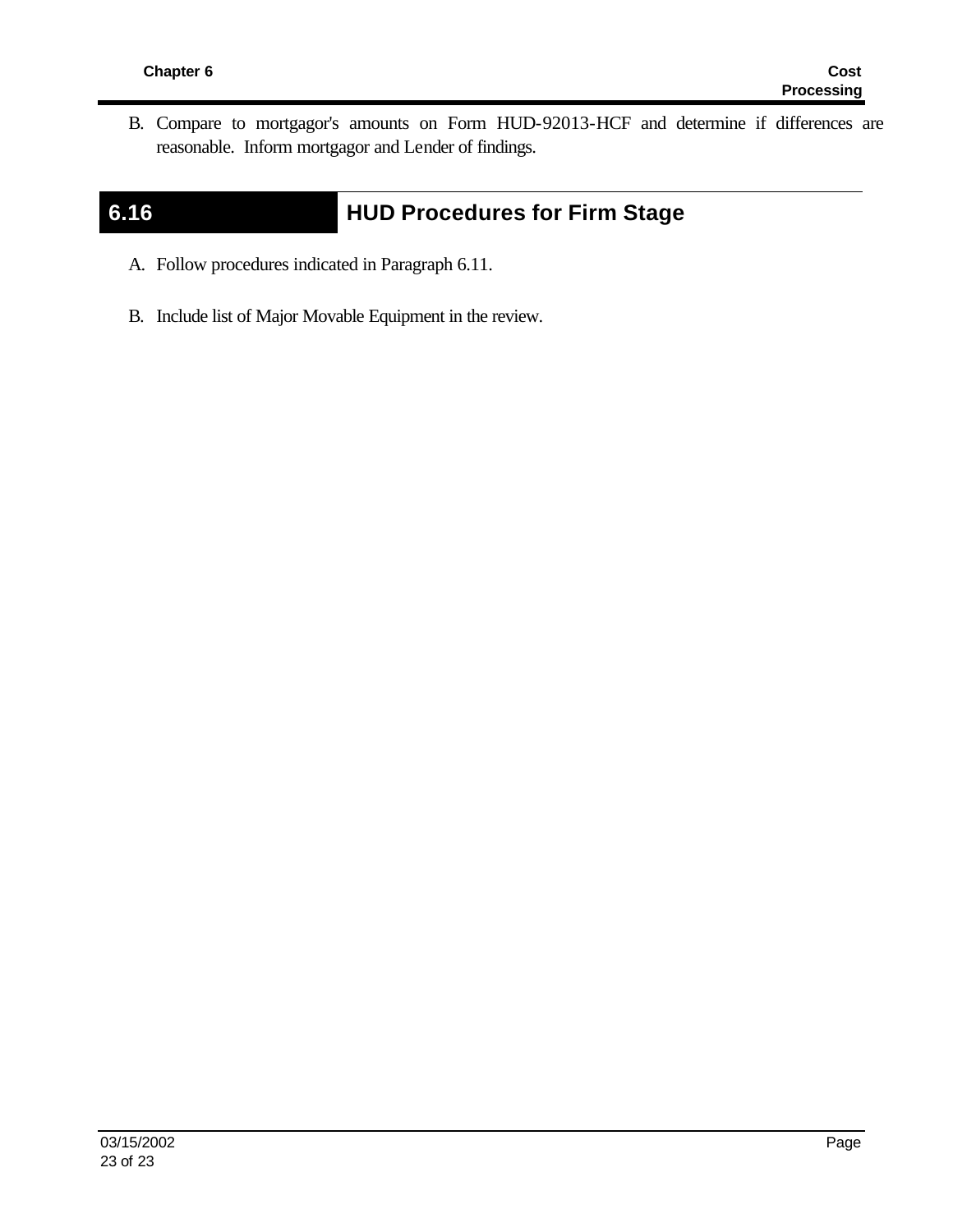B. Compare to mortgagor's amounts on Form HUD-92013-HCF and determine if differences are reasonable. Inform mortgagor and Lender of findings.

## 6.16 HUD Procedures for Firm Stage

A. Follow procedures indicated in Paragraph 6.11.

B. Include list of Major Movable Equipment in the review.